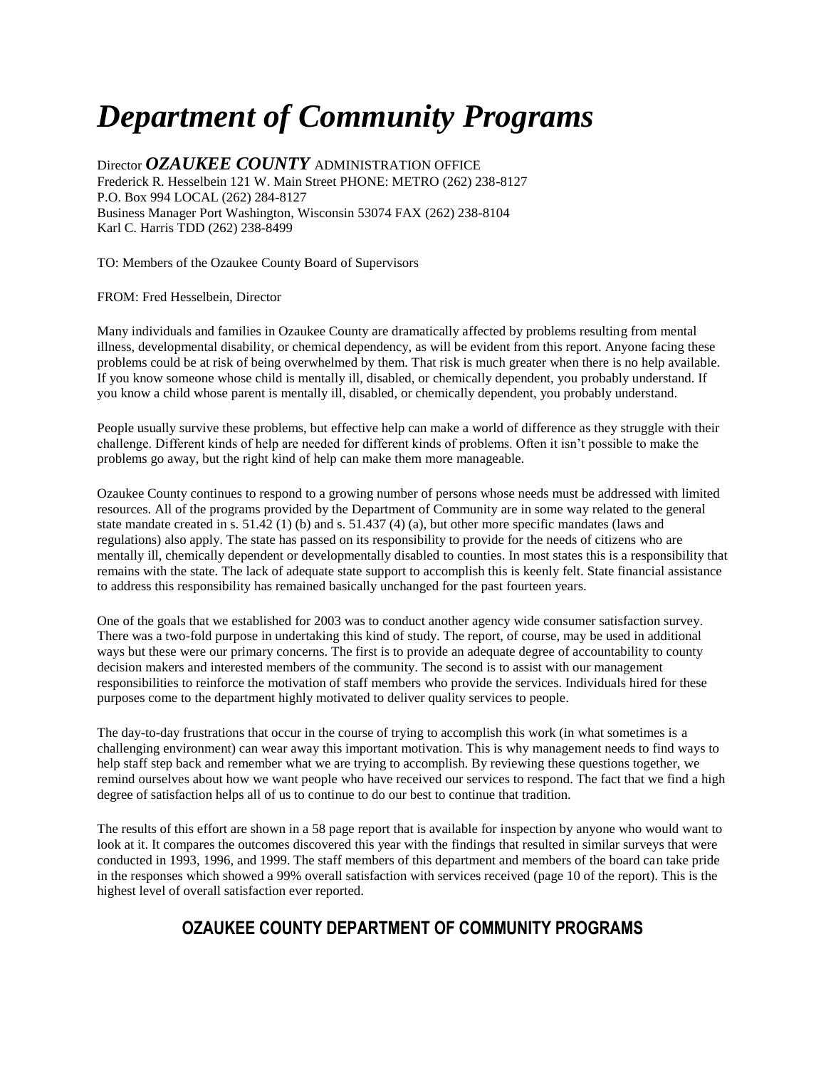# *Department of Community Programs*

Director ***OZAUKEE COUNTY*** ADMINISTRATION OFFICE
Frederick R. Hesselbein 121 W. Main Street PHONE: METRO (262) 238-8127
P.O. Box 994 LOCAL (262) 284-8127
Business Manager Port Washington, Wisconsin 53074 FAX (262) 238-8104
Karl C. Harris TDD (262) 238-8499

TO: Members of the Ozaukee County Board of Supervisors

FROM: Fred Hesselbein, Director

Many individuals and families in Ozaukee County are dramatically affected by problems resulting from mental illness, developmental disability, or chemical dependency, as will be evident from this report. Anyone facing these problems could be at risk of being overwhelmed by them. That risk is much greater when there is no help available. If you know someone whose child is mentally ill, disabled, or chemically dependent, you probably understand. If you know a child whose parent is mentally ill, disabled, or chemically dependent, you probably understand.

People usually survive these problems, but effective help can make a world of difference as they struggle with their challenge. Different kinds of help are needed for different kinds of problems. Often it isn't possible to make the problems go away, but the right kind of help can make them more manageable.

Ozaukee County continues to respond to a growing number of persons whose needs must be addressed with limited resources. All of the programs provided by the Department of Community are in some way related to the general state mandate created in s. 51.42 (1) (b) and s. 51.437 (4) (a), but other more specific mandates (laws and regulations) also apply. The state has passed on its responsibility to provide for the needs of citizens who are mentally ill, chemically dependent or developmentally disabled to counties. In most states this is a responsibility that remains with the state. The lack of adequate state support to accomplish this is keenly felt. State financial assistance to address this responsibility has remained basically unchanged for the past fourteen years.

One of the goals that we established for 2003 was to conduct another agency wide consumer satisfaction survey. There was a two-fold purpose in undertaking this kind of study. The report, of course, may be used in additional ways but these were our primary concerns. The first is to provide an adequate degree of accountability to county decision makers and interested members of the community. The second is to assist with our management responsibilities to reinforce the motivation of staff members who provide the services. Individuals hired for these purposes come to the department highly motivated to deliver quality services to people.

The day-to-day frustrations that occur in the course of trying to accomplish this work (in what sometimes is a challenging environment) can wear away this important motivation. This is why management needs to find ways to help staff step back and remember what we are trying to accomplish. By reviewing these questions together, we remind ourselves about how we want people who have received our services to respond. The fact that we find a high degree of satisfaction helps all of us to continue to do our best to continue that tradition.

The results of this effort are shown in a 58 page report that is available for inspection by anyone who would want to look at it. It compares the outcomes discovered this year with the findings that resulted in similar surveys that were conducted in 1993, 1996, and 1999. The staff members of this department and members of the board can take pride in the responses which showed a 99% overall satisfaction with services received (page 10 of the report). This is the highest level of overall satisfaction ever reported.

## OZAUKEE COUNTY DEPARTMENT OF COMMUNITY PROGRAMS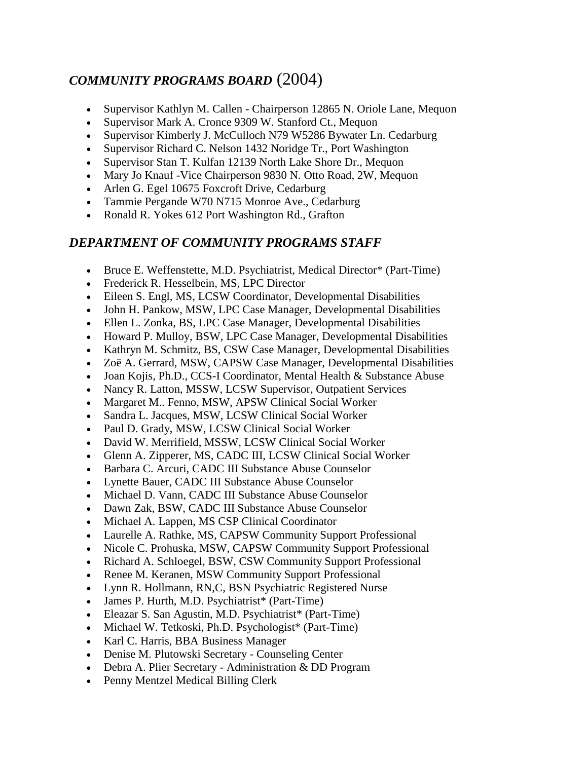## *COMMUNITY PROGRAMS BOARD* (2004)

- Supervisor Kathlyn M. Callen - Chairperson 12865 N. Oriole Lane, Mequon
- Supervisor Mark A. Cronce 9309 W. Stanford Ct., Mequon
- Supervisor Kimberly J. McCulloch N79 W5286 Bywater Ln. Cedarburg
- Supervisor Richard C. Nelson 1432 Noridge Tr., Port Washington
- Supervisor Stan T. Kulfan 12139 North Lake Shore Dr., Mequon
- Mary Jo Knauf -Vice Chairperson 9830 N. Otto Road, 2W, Mequon
- Arlen G. Egel 10675 Foxcroft Drive, Cedarburg
- Tammie Pergande W70 N715 Monroe Ave., Cedarburg
- Ronald R. Yokes 612 Port Washington Rd., Grafton

## *DEPARTMENT OF COMMUNITY PROGRAMS STAFF*

- Bruce E. Weffenstette, M.D. Psychiatrist, Medical Director* (Part-Time)
- Frederick R. Hesselbein, MS, LPC Director
- Eileen S. Engl, MS, LCSW Coordinator, Developmental Disabilities
- John H. Pankow, MSW, LPC Case Manager, Developmental Disabilities
- Ellen L. Zonka, BS, LPC Case Manager, Developmental Disabilities
- Howard P. Mulloy, BSW, LPC Case Manager, Developmental Disabilities
- Kathryn M. Schmitz, BS, CSW Case Manager, Developmental Disabilities
- Zoë A. Gerrard, MSW, CAPSW Case Manager, Developmental Disabilities
- Joan Kojis, Ph.D., CCS-I Coordinator, Mental Health & Substance Abuse
- Nancy R. Latton, MSSW, LCSW Supervisor, Outpatient Services
- Margaret M.. Fenno, MSW, APSW Clinical Social Worker
- Sandra L. Jacques, MSW, LCSW Clinical Social Worker
- Paul D. Grady, MSW, LCSW Clinical Social Worker
- David W. Merrifield, MSSW, LCSW Clinical Social Worker
- Glenn A. Zipperer, MS, CADC III, LCSW Clinical Social Worker
- Barbara C. Arcuri, CADC III Substance Abuse Counselor
- Lynette Bauer, CADC III Substance Abuse Counselor
- Michael D. Vann, CADC III Substance Abuse Counselor
- Dawn Zak, BSW, CADC III Substance Abuse Counselor
- Michael A. Lappen, MS CSP Clinical Coordinator
- Laurelle A. Rathke, MS, CAPSW Community Support Professional
- Nicole C. Prohuska, MSW, CAPSW Community Support Professional
- Richard A. Schloegel, BSW, CSW Community Support Professional
- Renee M. Keranen, MSW Community Support Professional
- Lynn R. Hollmann, RN,C, BSN Psychiatric Registered Nurse
- James P. Hurth, M.D. Psychiatrist* (Part-Time)
- Eleazar S. San Agustin, M.D. Psychiatrist* (Part-Time)
- Michael W. Tetkoski, Ph.D. Psychologist* (Part-Time)
- Karl C. Harris, BBA Business Manager
- Denise M. Plutowski Secretary - Counseling Center
- Debra A. Plier Secretary - Administration & DD Program
- Penny Mentzel Medical Billing Clerk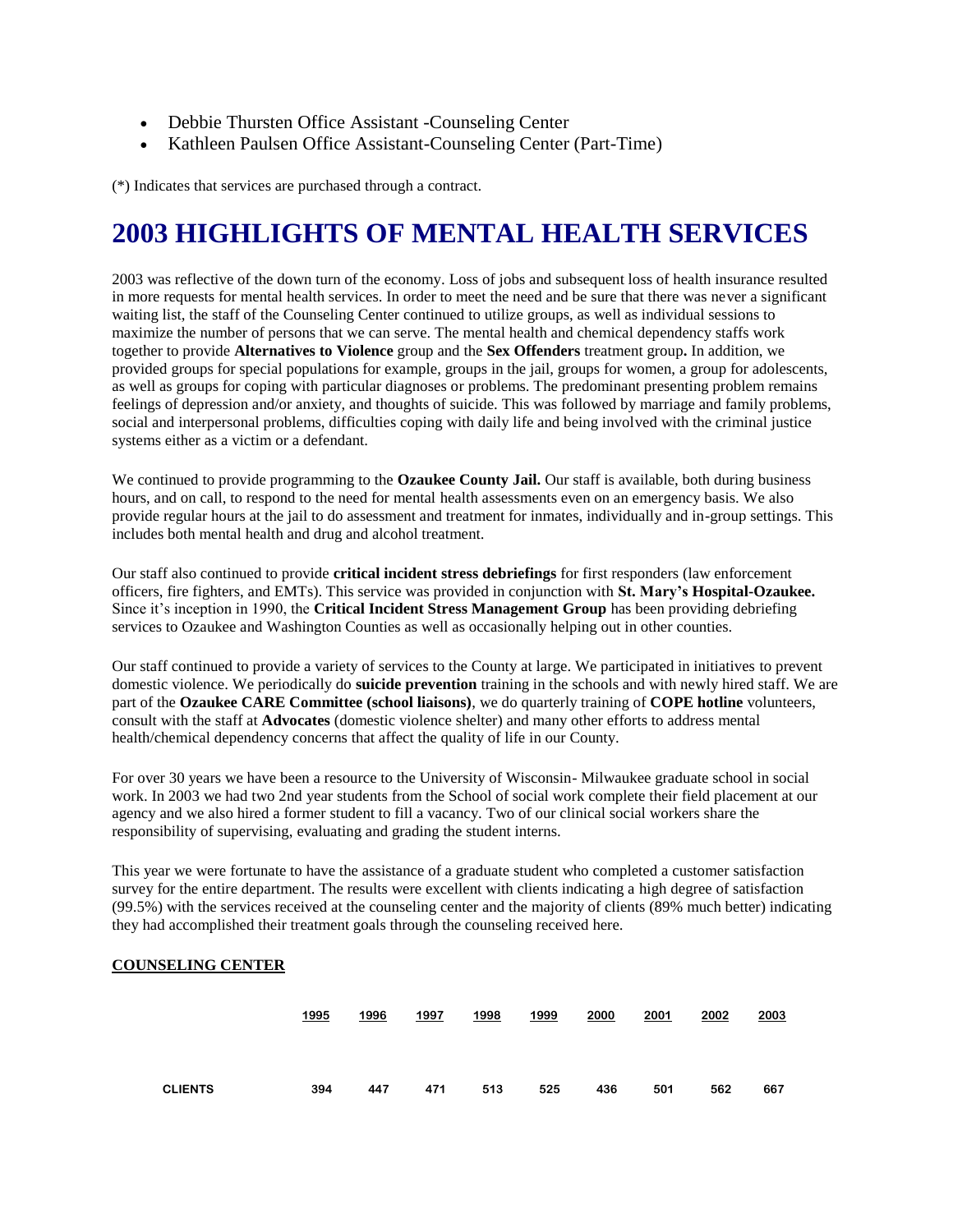- Debbie Thursten Office Assistant -Counseling Center
- Kathleen Paulsen Office Assistant-Counseling Center (Part-Time)

(*) Indicates that services are purchased through a contract.

# 2003 HIGHLIGHTS OF MENTAL HEALTH SERVICES

2003 was reflective of the down turn of the economy. Loss of jobs and subsequent loss of health insurance resulted in more requests for mental health services. In order to meet the need and be sure that there was never a significant waiting list, the staff of the Counseling Center continued to utilize groups, as well as individual sessions to maximize the number of persons that we can serve. The mental health and chemical dependency staffs work together to provide **Alternatives to Violence** group and the **Sex Offenders** treatment group**.** In addition, we provided groups for special populations for example, groups in the jail, groups for women, a group for adolescents, as well as groups for coping with particular diagnoses or problems. The predominant presenting problem remains feelings of depression and/or anxiety, and thoughts of suicide. This was followed by marriage and family problems, social and interpersonal problems, difficulties coping with daily life and being involved with the criminal justice systems either as a victim or a defendant.

We continued to provide programming to the **Ozaukee County Jail.** Our staff is available, both during business hours, and on call, to respond to the need for mental health assessments even on an emergency basis. We also provide regular hours at the jail to do assessment and treatment for inmates, individually and in-group settings. This includes both mental health and drug and alcohol treatment.

Our staff also continued to provide **critical incident stress debriefings** for first responders (law enforcement officers, fire fighters, and EMTs). This service was provided in conjunction with **St. Mary's Hospital-Ozaukee.** Since it's inception in 1990, the **Critical Incident Stress Management Group** has been providing debriefing services to Ozaukee and Washington Counties as well as occasionally helping out in other counties.

Our staff continued to provide a variety of services to the County at large. We participated in initiatives to prevent domestic violence. We periodically do **suicide prevention** training in the schools and with newly hired staff. We are part of the **Ozaukee CARE Committee (school liaisons)**, we do quarterly training of **COPE hotline** volunteers, consult with the staff at **Advocates** (domestic violence shelter) and many other efforts to address mental health/chemical dependency concerns that affect the quality of life in our County.

For over 30 years we have been a resource to the University of Wisconsin- Milwaukee graduate school in social work. In 2003 we had two 2nd year students from the School of social work complete their field placement at our agency and we also hired a former student to fill a vacancy. Two of our clinical social workers share the responsibility of supervising, evaluating and grading the student interns.

This year we were fortunate to have the assistance of a graduate student who completed a customer satisfaction survey for the entire department. The results were excellent with clients indicating a high degree of satisfaction (99.5%) with the services received at the counseling center and the majority of clients (89% much better) indicating they had accomplished their treatment goals through the counseling received here.

**COUNSELING CENTER**

| | 1995 | 1996 | 1997 | 1998 | 1999 | 2000 | 2001 | 2002 | 2003 |
|---|---|---|---|---|---|---|---|---|---|
| **CLIENTS** | 394 | 447 | 471 | 513 | 525 | 436 | 501 | 562 | 667 |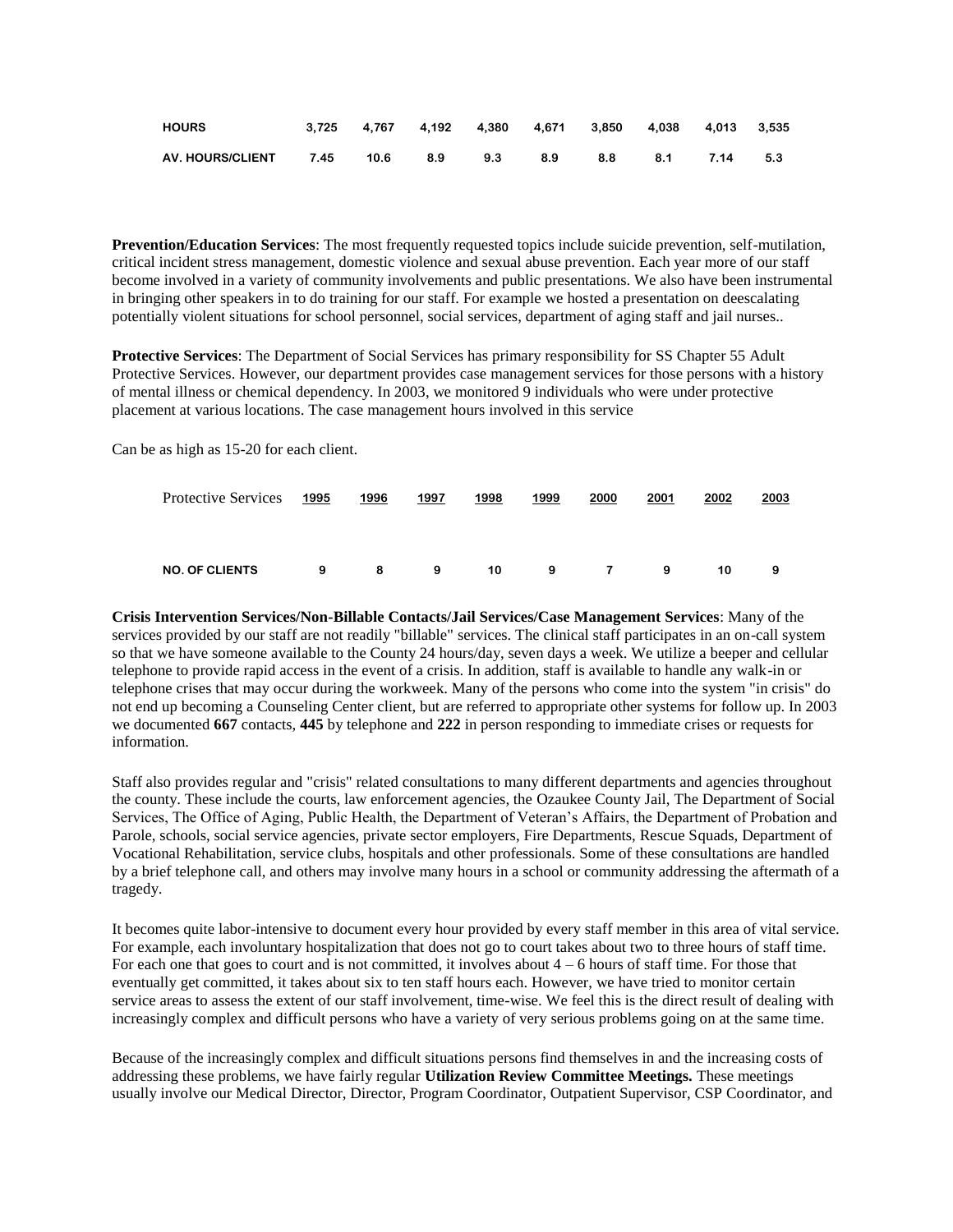| HOURS | 3,725 | 4,767 | 4,192 | 4,380 | 4,671 | 3,850 | 4,038 | 4,013 | 3,535 |
|---|---|---|---|---|---|---|---|---|---|
| AV. HOURS/CLIENT | 7.45 | 10.6 | 8.9 | 9.3 | 8.9 | 8.8 | 8.1 | 7.14 | 5.3 |

**Prevention/Education Services**: The most frequently requested topics include suicide prevention, self-mutilation, critical incident stress management, domestic violence and sexual abuse prevention. Each year more of our staff become involved in a variety of community involvements and public presentations. We also have been instrumental in bringing other speakers in to do training for our staff. For example we hosted a presentation on deescalating potentially violent situations for school personnel, social services, department of aging staff and jail nurses..

**Protective Services**: The Department of Social Services has primary responsibility for SS Chapter 55 Adult Protective Services. However, our department provides case management services for those persons with a history of mental illness or chemical dependency. In 2003, we monitored 9 individuals who were under protective placement at various locations. The case management hours involved in this service

Can be as high as 15-20 for each client.

| Protective Services | 1995 | 1996 | 1997 | 1998 | 1999 | 2000 | 2001 | 2002 | 2003 |
|---|---|---|---|---|---|---|---|---|---|
| NO. OF CLIENTS | 9 | 8 | 9 | 10 | 9 | 7 | 9 | 10 | 9 |

**Crisis Intervention Services/Non-Billable Contacts/Jail Services/Case Management Services**: Many of the services provided by our staff are not readily "billable" services. The clinical staff participates in an on-call system so that we have someone available to the County 24 hours/day, seven days a week. We utilize a beeper and cellular telephone to provide rapid access in the event of a crisis. In addition, staff is available to handle any walk-in or telephone crises that may occur during the workweek. Many of the persons who come into the system "in crisis" do not end up becoming a Counseling Center client, but are referred to appropriate other systems for follow up. In 2003 we documented **667** contacts, **445** by telephone and **222** in person responding to immediate crises or requests for information.

Staff also provides regular and "crisis" related consultations to many different departments and agencies throughout the county. These include the courts, law enforcement agencies, the Ozaukee County Jail, The Department of Social Services, The Office of Aging, Public Health, the Department of Veteran's Affairs, the Department of Probation and Parole, schools, social service agencies, private sector employers, Fire Departments, Rescue Squads, Department of Vocational Rehabilitation, service clubs, hospitals and other professionals. Some of these consultations are handled by a brief telephone call, and others may involve many hours in a school or community addressing the aftermath of a tragedy.

It becomes quite labor-intensive to document every hour provided by every staff member in this area of vital service. For example, each involuntary hospitalization that does not go to court takes about two to three hours of staff time. For each one that goes to court and is not committed, it involves about 4 – 6 hours of staff time. For those that eventually get committed, it takes about six to ten staff hours each. However, we have tried to monitor certain service areas to assess the extent of our staff involvement, time-wise. We feel this is the direct result of dealing with increasingly complex and difficult persons who have a variety of very serious problems going on at the same time.

Because of the increasingly complex and difficult situations persons find themselves in and the increasing costs of addressing these problems, we have fairly regular **Utilization Review Committee Meetings.** These meetings usually involve our Medical Director, Director, Program Coordinator, Outpatient Supervisor, CSP Coordinator, and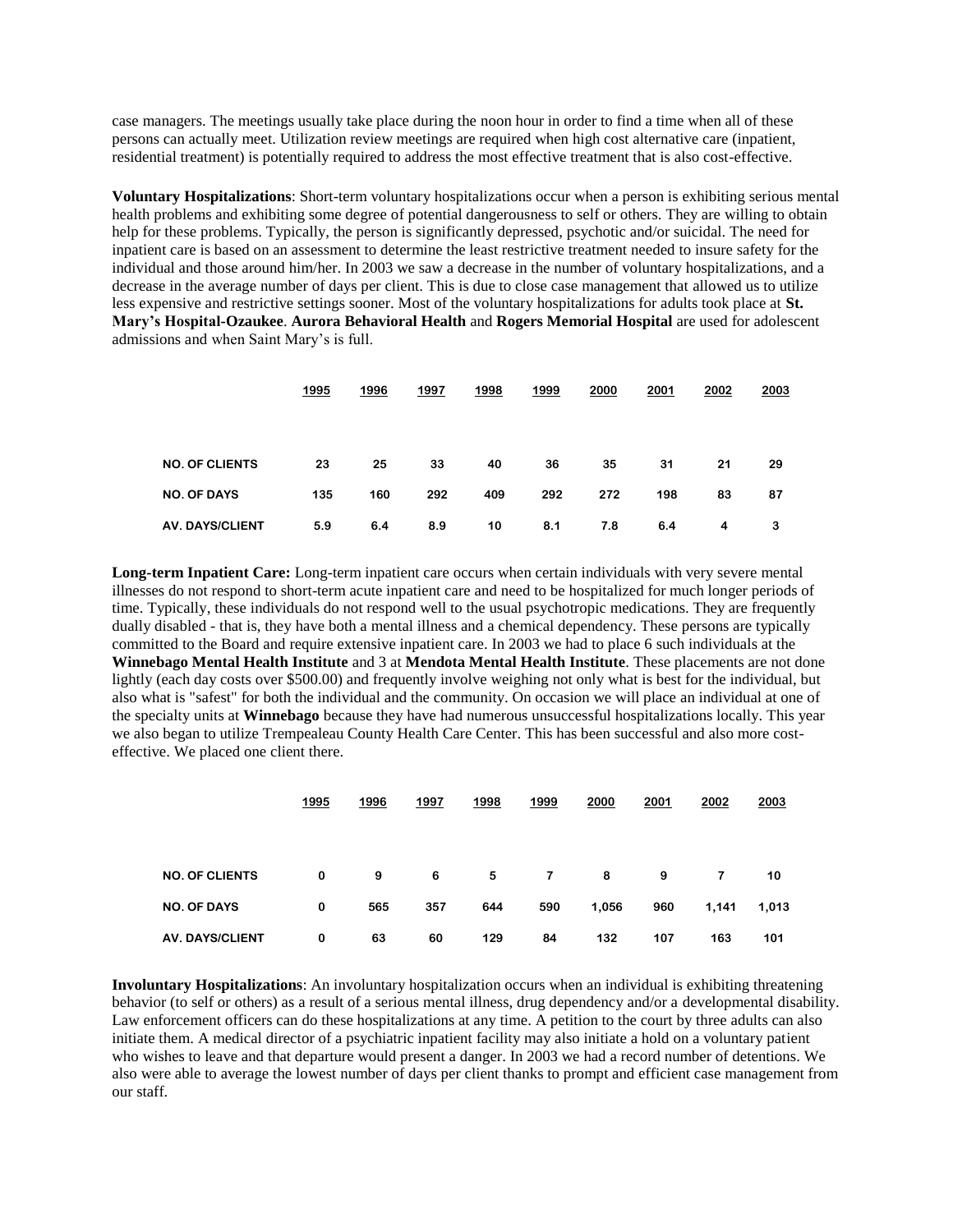case managers. The meetings usually take place during the noon hour in order to find a time when all of these persons can actually meet. Utilization review meetings are required when high cost alternative care (inpatient, residential treatment) is potentially required to address the most effective treatment that is also cost-effective.

**Voluntary Hospitalizations**: Short-term voluntary hospitalizations occur when a person is exhibiting serious mental health problems and exhibiting some degree of potential dangerousness to self or others. They are willing to obtain help for these problems. Typically, the person is significantly depressed, psychotic and/or suicidal. The need for inpatient care is based on an assessment to determine the least restrictive treatment needed to insure safety for the individual and those around him/her. In 2003 we saw a decrease in the number of voluntary hospitalizations, and a decrease in the average number of days per client. This is due to close case management that allowed us to utilize less expensive and restrictive settings sooner. Most of the voluntary hospitalizations for adults took place at **St. Mary's Hospital-Ozaukee**. **Aurora Behavioral Health** and **Rogers Memorial Hospital** are used for adolescent admissions and when Saint Mary's is full.

| | 1995 | 1996 | 1997 | 1998 | 1999 | 2000 | 2001 | 2002 | 2003 |
|---|---|---|---|---|---|---|---|---|---|
| NO. OF CLIENTS | 23 | 25 | 33 | 40 | 36 | 35 | 31 | 21 | 29 |
| NO. OF DAYS | 135 | 160 | 292 | 409 | 292 | 272 | 198 | 83 | 87 |
| AV. DAYS/CLIENT | 5.9 | 6.4 | 8.9 | 10 | 8.1 | 7.8 | 6.4 | 4 | 3 |

**Long-term Inpatient Care:** Long-term inpatient care occurs when certain individuals with very severe mental illnesses do not respond to short-term acute inpatient care and need to be hospitalized for much longer periods of time. Typically, these individuals do not respond well to the usual psychotropic medications. They are frequently dually disabled - that is, they have both a mental illness and a chemical dependency. These persons are typically committed to the Board and require extensive inpatient care. In 2003 we had to place 6 such individuals at the **Winnebago Mental Health Institute** and 3 at **Mendota Mental Health Institute**. These placements are not done lightly (each day costs over $500.00) and frequently involve weighing not only what is best for the individual, but also what is "safest" for both the individual and the community. On occasion we will place an individual at one of the specialty units at **Winnebago** because they have had numerous unsuccessful hospitalizations locally. This year we also began to utilize Trempealeau County Health Care Center. This has been successful and also more cost-effective. We placed one client there.

| | 1995 | 1996 | 1997 | 1998 | 1999 | 2000 | 2001 | 2002 | 2003 |
|---|---|---|---|---|---|---|---|---|---|
| NO. OF CLIENTS | 0 | 9 | 6 | 5 | 7 | 8 | 9 | 7 | 10 |
| NO. OF DAYS | 0 | 565 | 357 | 644 | 590 | 1,056 | 960 | 1,141 | 1,013 |
| AV. DAYS/CLIENT | 0 | 63 | 60 | 129 | 84 | 132 | 107 | 163 | 101 |

**Involuntary Hospitalizations**: An involuntary hospitalization occurs when an individual is exhibiting threatening behavior (to self or others) as a result of a serious mental illness, drug dependency and/or a developmental disability. Law enforcement officers can do these hospitalizations at any time. A petition to the court by three adults can also initiate them. A medical director of a psychiatric inpatient facility may also initiate a hold on a voluntary patient who wishes to leave and that departure would present a danger. In 2003 we had a record number of detentions. We also were able to average the lowest number of days per client thanks to prompt and efficient case management from our staff.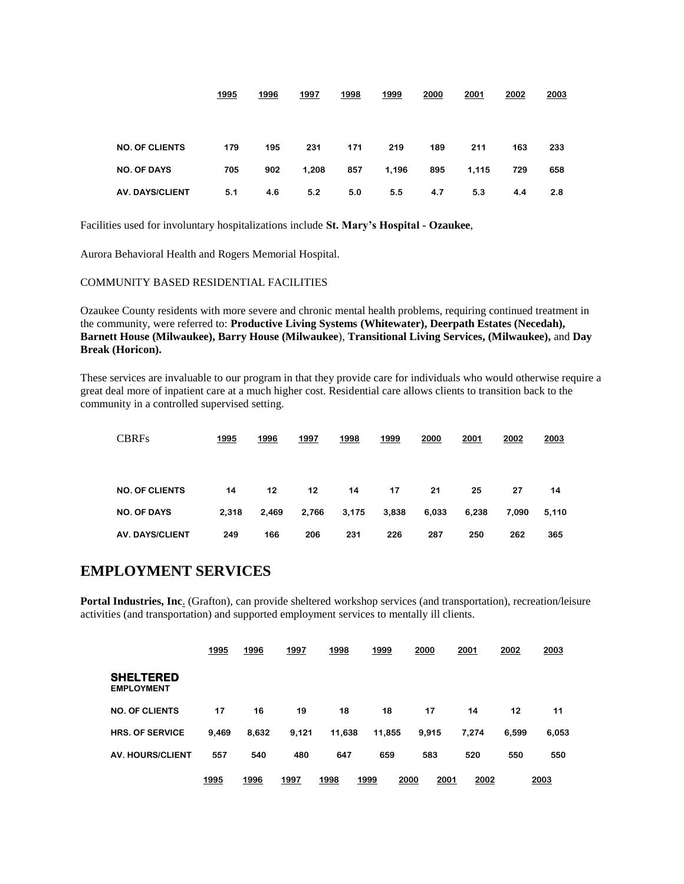| | 1995 | 1996 | 1997 | 1998 | 1999 | 2000 | 2001 | 2002 | 2003 |
|---|---|---|---|---|---|---|---|---|---|
| NO. OF CLIENTS | 179 | 195 | 231 | 171 | 219 | 189 | 211 | 163 | 233 |
| NO. OF DAYS | 705 | 902 | 1,208 | 857 | 1,196 | 895 | 1,115 | 729 | 658 |
| AV. DAYS/CLIENT | 5.1 | 4.6 | 5.2 | 5.0 | 5.5 | 4.7 | 5.3 | 4.4 | 2.8 |

Facilities used for involuntary hospitalizations include **St. Mary's Hospital - Ozaukee**,

Aurora Behavioral Health and Rogers Memorial Hospital.

COMMUNITY BASED RESIDENTIAL FACILITIES

Ozaukee County residents with more severe and chronic mental health problems, requiring continued treatment in the community, were referred to: **Productive Living Systems (Whitewater), Deerpath Estates (Necedah), Barnett House (Milwaukee), Barry House (Milwaukee**), **Transitional Living Services, (Milwaukee),** and **Day Break (Horicon).**

These services are invaluable to our program in that they provide care for individuals who would otherwise require a great deal more of inpatient care at a much higher cost. Residential care allows clients to transition back to the community in a controlled supervised setting.

| CBRFs | 1995 | 1996 | 1997 | 1998 | 1999 | 2000 | 2001 | 2002 | 2003 |
|---|---|---|---|---|---|---|---|---|---|
| NO. OF CLIENTS | 14 | 12 | 12 | 14 | 17 | 21 | 25 | 27 | 14 |
| NO. OF DAYS | 2,318 | 2,469 | 2,766 | 3,175 | 3,838 | 6,033 | 6,238 | 7,090 | 5,110 |
| AV. DAYS/CLIENT | 249 | 166 | 206 | 231 | 226 | 287 | 250 | 262 | 365 |

# EMPLOYMENT SERVICES

**Portal Industries, Inc**. (Grafton), can provide sheltered workshop services (and transportation), recreation/leisure activities (and transportation) and supported employment services to mentally ill clients.

| | 1995 | 1996 | 1997 | 1998 | 1999 | 2000 | 2001 | 2002 | 2003 |
|---|---|---|---|---|---|---|---|---|---|
| **SHELTERED** EMPLOYMENT | | | | | | | | | |
| NO. OF CLIENTS | 17 | 16 | 19 | 18 | 18 | 17 | 14 | 12 | 11 |
| HRS. OF SERVICE | 9,469 | 8,632 | 9,121 | 11,638 | 11,855 | 9,915 | 7,274 | 6,599 | 6,053 |
| AV. HOURS/CLIENT | 557 | 540 | 480 | 647 | 659 | 583 | 520 | 550 | 550 |

| | 1995 | 1996 | 1997 | 1998 | 1999 | 2000 | 2001 | 2002 | 2003 |
|---|---|---|---|---|---|---|---|---|---|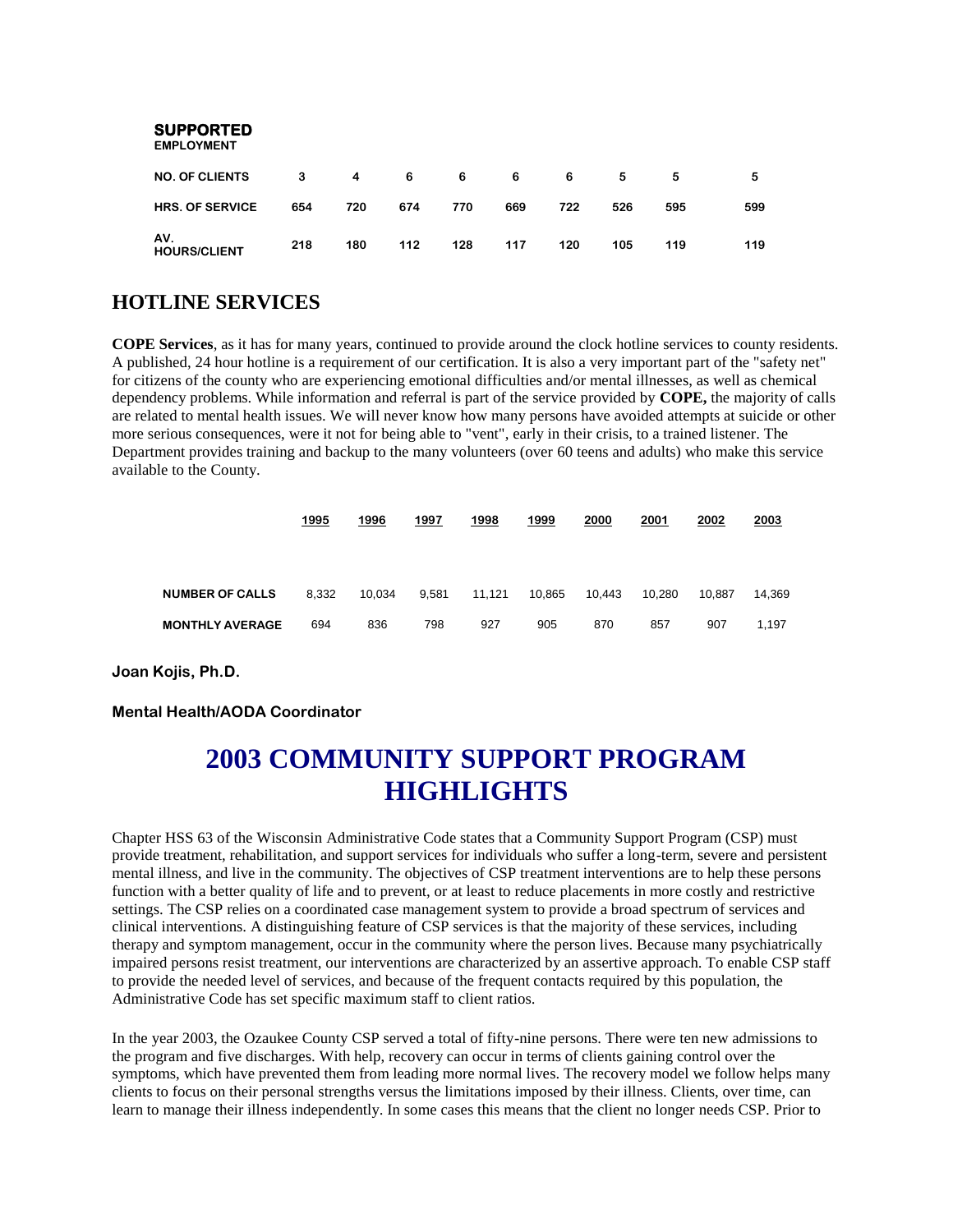**SUPPORTED**
**EMPLOYMENT**

| | | | | | | | | | |
|---|---|---|---|---|---|---|---|---|---|
| **NO. OF CLIENTS** | **3** | **4** | **6** | **6** | **6** | **6** | **5** | **5** | **5** |
| **HRS. OF SERVICE** | **654** | **720** | **674** | **770** | **669** | **722** | **526** | **595** | **599** |
| **AV. HOURS/CLIENT** | **218** | **180** | **112** | **128** | **117** | **120** | **105** | **119** | **119** |

## HOTLINE SERVICES

**COPE Services**, as it has for many years, continued to provide around the clock hotline services to county residents. A published, 24 hour hotline is a requirement of our certification. It is also a very important part of the "safety net" for citizens of the county who are experiencing emotional difficulties and/or mental illnesses, as well as chemical dependency problems. While information and referral is part of the service provided by **COPE,** the majority of calls are related to mental health issues. We will never know how many persons have avoided attempts at suicide or other more serious consequences, were it not for being able to "vent", early in their crisis, to a trained listener. The Department provides training and backup to the many volunteers (over 60 teens and adults) who make this service available to the County.

| | 1995 | 1996 | 1997 | 1998 | 1999 | 2000 | 2001 | 2002 | 2003 |
|---|---|---|---|---|---|---|---|---|---|
| **NUMBER OF CALLS** | 8,332 | 10,034 | 9,581 | 11,121 | 10,865 | 10,443 | 10,280 | 10,887 | 14,369 |
| **MONTHLY AVERAGE** | 694 | 836 | 798 | 927 | 905 | 870 | 857 | 907 | 1,197 |

**Joan Kojis, Ph.D.**

**Mental Health/AODA Coordinator**

# 2003 COMMUNITY SUPPORT PROGRAM HIGHLIGHTS

Chapter HSS 63 of the Wisconsin Administrative Code states that a Community Support Program (CSP) must provide treatment, rehabilitation, and support services for individuals who suffer a long-term, severe and persistent mental illness, and live in the community. The objectives of CSP treatment interventions are to help these persons function with a better quality of life and to prevent, or at least to reduce placements in more costly and restrictive settings. The CSP relies on a coordinated case management system to provide a broad spectrum of services and clinical interventions. A distinguishing feature of CSP services is that the majority of these services, including therapy and symptom management, occur in the community where the person lives. Because many psychiatrically impaired persons resist treatment, our interventions are characterized by an assertive approach. To enable CSP staff to provide the needed level of services, and because of the frequent contacts required by this population, the Administrative Code has set specific maximum staff to client ratios.

In the year 2003, the Ozaukee County CSP served a total of fifty-nine persons. There were ten new admissions to the program and five discharges. With help, recovery can occur in terms of clients gaining control over the symptoms, which have prevented them from leading more normal lives. The recovery model we follow helps many clients to focus on their personal strengths versus the limitations imposed by their illness. Clients, over time, can learn to manage their illness independently. In some cases this means that the client no longer needs CSP. Prior to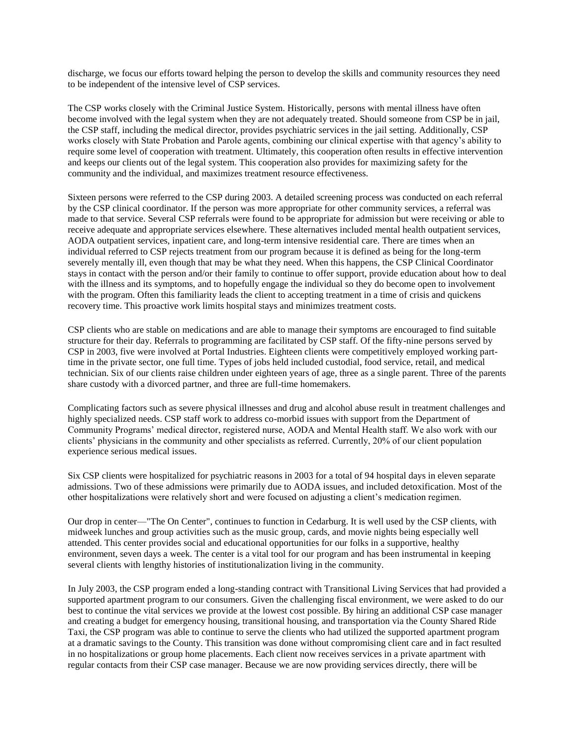discharge, we focus our efforts toward helping the person to develop the skills and community resources they need to be independent of the intensive level of CSP services.

The CSP works closely with the Criminal Justice System. Historically, persons with mental illness have often become involved with the legal system when they are not adequately treated. Should someone from CSP be in jail, the CSP staff, including the medical director, provides psychiatric services in the jail setting. Additionally, CSP works closely with State Probation and Parole agents, combining our clinical expertise with that agency's ability to require some level of cooperation with treatment. Ultimately, this cooperation often results in effective intervention and keeps our clients out of the legal system. This cooperation also provides for maximizing safety for the community and the individual, and maximizes treatment resource effectiveness.

Sixteen persons were referred to the CSP during 2003. A detailed screening process was conducted on each referral by the CSP clinical coordinator. If the person was more appropriate for other community services, a referral was made to that service. Several CSP referrals were found to be appropriate for admission but were receiving or able to receive adequate and appropriate services elsewhere. These alternatives included mental health outpatient services, AODA outpatient services, inpatient care, and long-term intensive residential care. There are times when an individual referred to CSP rejects treatment from our program because it is defined as being for the long-term severely mentally ill, even though that may be what they need. When this happens, the CSP Clinical Coordinator stays in contact with the person and/or their family to continue to offer support, provide education about how to deal with the illness and its symptoms, and to hopefully engage the individual so they do become open to involvement with the program. Often this familiarity leads the client to accepting treatment in a time of crisis and quickens recovery time. This proactive work limits hospital stays and minimizes treatment costs.

CSP clients who are stable on medications and are able to manage their symptoms are encouraged to find suitable structure for their day. Referrals to programming are facilitated by CSP staff. Of the fifty-nine persons served by CSP in 2003, five were involved at Portal Industries. Eighteen clients were competitively employed working part-time in the private sector, one full time. Types of jobs held included custodial, food service, retail, and medical technician. Six of our clients raise children under eighteen years of age, three as a single parent. Three of the parents share custody with a divorced partner, and three are full-time homemakers.

Complicating factors such as severe physical illnesses and drug and alcohol abuse result in treatment challenges and highly specialized needs. CSP staff work to address co-morbid issues with support from the Department of Community Programs' medical director, registered nurse, AODA and Mental Health staff. We also work with our clients' physicians in the community and other specialists as referred. Currently, 20% of our client population experience serious medical issues.

Six CSP clients were hospitalized for psychiatric reasons in 2003 for a total of 94 hospital days in eleven separate admissions. Two of these admissions were primarily due to AODA issues, and included detoxification. Most of the other hospitalizations were relatively short and were focused on adjusting a client's medication regimen.

Our drop in center—"The On Center", continues to function in Cedarburg. It is well used by the CSP clients, with midweek lunches and group activities such as the music group, cards, and movie nights being especially well attended. This center provides social and educational opportunities for our folks in a supportive, healthy environment, seven days a week. The center is a vital tool for our program and has been instrumental in keeping several clients with lengthy histories of institutionalization living in the community.

In July 2003, the CSP program ended a long-standing contract with Transitional Living Services that had provided a supported apartment program to our consumers. Given the challenging fiscal environment, we were asked to do our best to continue the vital services we provide at the lowest cost possible. By hiring an additional CSP case manager and creating a budget for emergency housing, transitional housing, and transportation via the County Shared Ride Taxi, the CSP program was able to continue to serve the clients who had utilized the supported apartment program at a dramatic savings to the County. This transition was done without compromising client care and in fact resulted in no hospitalizations or group home placements. Each client now receives services in a private apartment with regular contacts from their CSP case manager. Because we are now providing services directly, there will be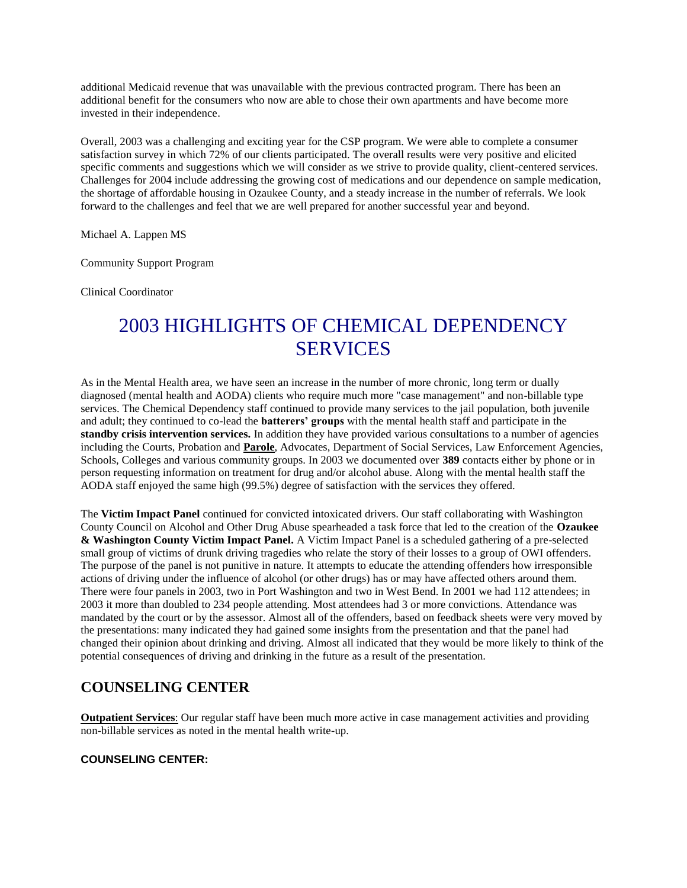additional Medicaid revenue that was unavailable with the previous contracted program. There has been an additional benefit for the consumers who now are able to chose their own apartments and have become more invested in their independence.

Overall, 2003 was a challenging and exciting year for the CSP program. We were able to complete a consumer satisfaction survey in which 72% of our clients participated. The overall results were very positive and elicited specific comments and suggestions which we will consider as we strive to provide quality, client-centered services. Challenges for 2004 include addressing the growing cost of medications and our dependence on sample medication, the shortage of affordable housing in Ozaukee County, and a steady increase in the number of referrals. We look forward to the challenges and feel that we are well prepared for another successful year and beyond.

Michael A. Lappen MS

Community Support Program

Clinical Coordinator

# 2003 HIGHLIGHTS OF CHEMICAL DEPENDENCY SERVICES

As in the Mental Health area, we have seen an increase in the number of more chronic, long term or dually diagnosed (mental health and AODA) clients who require much more "case management" and non-billable type services. The Chemical Dependency staff continued to provide many services to the jail population, both juvenile and adult; they continued to co-lead the **batterers' groups** with the mental health staff and participate in the **standby crisis intervention services.** In addition they have provided various consultations to a number of agencies including the Courts, Probation and **Parole**, Advocates, Department of Social Services, Law Enforcement Agencies, Schools, Colleges and various community groups. In 2003 we documented over **389** contacts either by phone or in person requesting information on treatment for drug and/or alcohol abuse. Along with the mental health staff the AODA staff enjoyed the same high (99.5%) degree of satisfaction with the services they offered.

The **Victim Impact Panel** continued for convicted intoxicated drivers. Our staff collaborating with Washington County Council on Alcohol and Other Drug Abuse spearheaded a task force that led to the creation of the **Ozaukee & Washington County Victim Impact Panel.** A Victim Impact Panel is a scheduled gathering of a pre-selected small group of victims of drunk driving tragedies who relate the story of their losses to a group of OWI offenders. The purpose of the panel is not punitive in nature. It attempts to educate the attending offenders how irresponsible actions of driving under the influence of alcohol (or other drugs) has or may have affected others around them. There were four panels in 2003, two in Port Washington and two in West Bend. In 2001 we had 112 attendees; in 2003 it more than doubled to 234 people attending. Most attendees had 3 or more convictions. Attendance was mandated by the court or by the assessor. Almost all of the offenders, based on feedback sheets were very moved by the presentations: many indicated they had gained some insights from the presentation and that the panel had changed their opinion about drinking and driving. Almost all indicated that they would be more likely to think of the potential consequences of driving and drinking in the future as a result of the presentation.

## COUNSELING CENTER

**Outpatient Services**: Our regular staff have been much more active in case management activities and providing non-billable services as noted in the mental health write-up.

#### COUNSELING CENTER: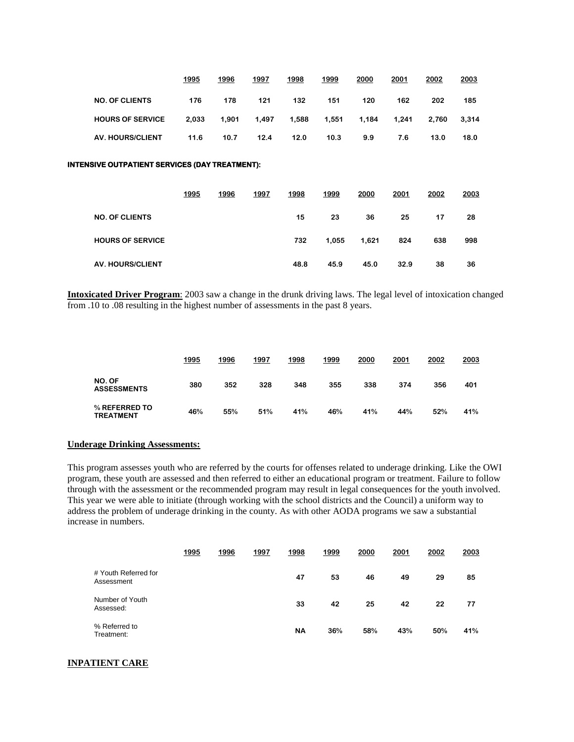| | 1995 | 1996 | 1997 | 1998 | 1999 | 2000 | 2001 | 2002 | 2003 |
|---|---|---|---|---|---|---|---|---|---|
| NO. OF CLIENTS | 176 | 178 | 121 | 132 | 151 | 120 | 162 | 202 | 185 |
| HOURS OF SERVICE | 2,033 | 1,901 | 1,497 | 1,588 | 1,551 | 1,184 | 1,241 | 2,760 | 3,314 |
| AV. HOURS/CLIENT | 11.6 | 10.7 | 12.4 | 12.0 | 10.3 | 9.9 | 7.6 | 13.0 | 18.0 |

**INTENSIVE OUTPATIENT SERVICES (DAY TREATMENT):**

| | 1995 | 1996 | 1997 | 1998 | 1999 | 2000 | 2001 | 2002 | 2003 |
|---|---|---|---|---|---|---|---|---|---|
| NO. OF CLIENTS | | | | 15 | 23 | 36 | 25 | 17 | 28 |
| HOURS OF SERVICE | | | | 732 | 1,055 | 1,621 | 824 | 638 | 998 |
| AV. HOURS/CLIENT | | | | 48.8 | 45.9 | 45.0 | 32.9 | 38 | 36 |

**Intoxicated Driver Program**: 2003 saw a change in the drunk driving laws. The legal level of intoxication changed from .10 to .08 resulting in the highest number of assessments in the past 8 years.

| | 1995 | 1996 | 1997 | 1998 | 1999 | 2000 | 2001 | 2002 | 2003 |
|---|---|---|---|---|---|---|---|---|---|
| NO. OF ASSESSMENTS | 380 | 352 | 328 | 348 | 355 | 338 | 374 | 356 | 401 |
| % REFERRED TO TREATMENT | 46% | 55% | 51% | 41% | 46% | 41% | 44% | 52% | 41% |

**Underage Drinking Assessments:**

This program assesses youth who are referred by the courts for offenses related to underage drinking. Like the OWI program, these youth are assessed and then referred to either an educational program or treatment. Failure to follow through with the assessment or the recommended program may result in legal consequences for the youth involved. This year we were able to initiate (through working with the school districts and the Council) a uniform way to address the problem of underage drinking in the county. As with other AODA programs we saw a substantial increase in numbers.

| | 1995 | 1996 | 1997 | 1998 | 1999 | 2000 | 2001 | 2002 | 2003 |
|---|---|---|---|---|---|---|---|---|---|
| # Youth Referred for Assessment | | | | 47 | 53 | 46 | 49 | 29 | 85 |
| Number of Youth Assessed: | | | | 33 | 42 | 25 | 42 | 22 | 77 |
| % Referred to Treatment: | | | | NA | 36% | 58% | 43% | 50% | 41% |

**INPATIENT CARE**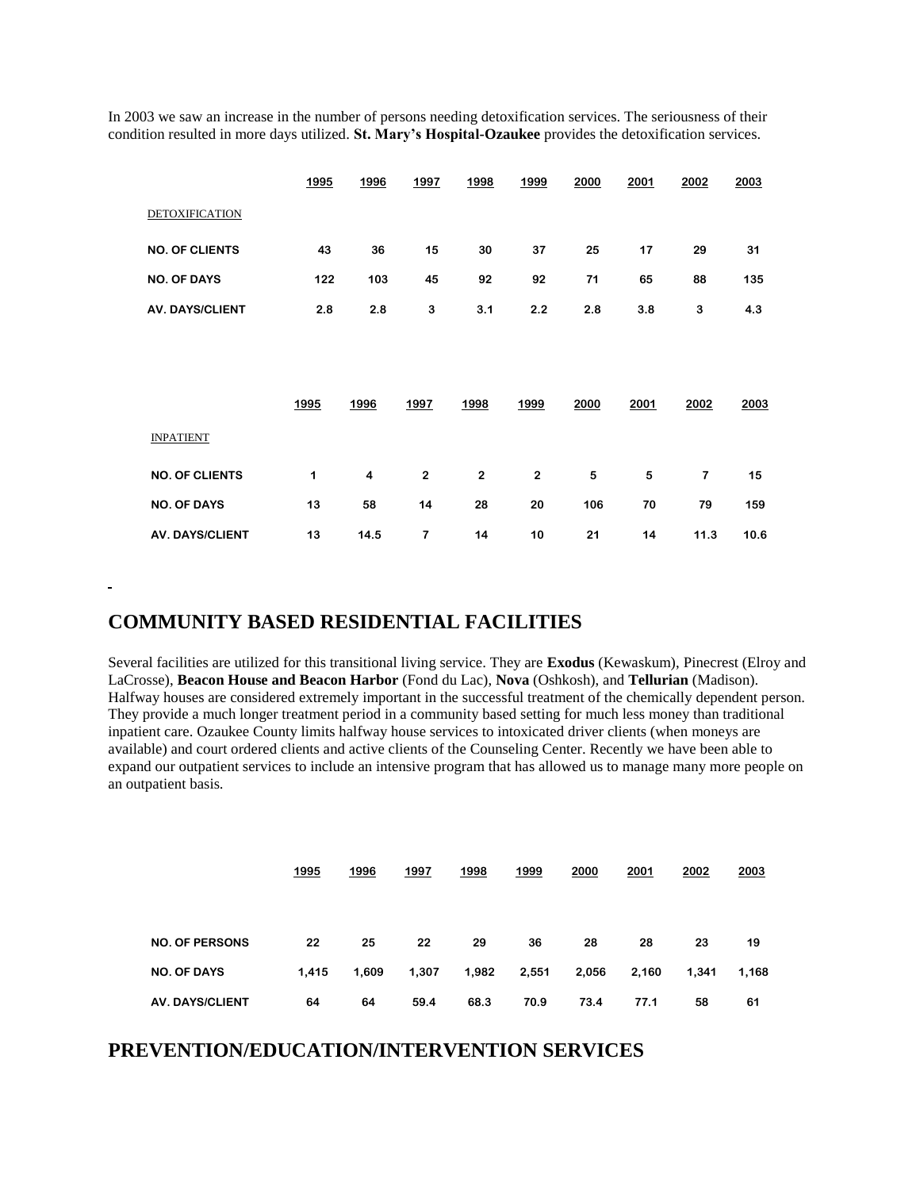In 2003 we saw an increase in the number of persons needing detoxification services. The seriousness of their condition resulted in more days utilized. **St. Mary's Hospital-Ozaukee** provides the detoxification services.

| | 1995 | 1996 | 1997 | 1998 | 1999 | 2000 | 2001 | 2002 | 2003 |
|---|---|---|---|---|---|---|---|---|---|
| DETOXIFICATION | | | | | | | | | |
| **NO. OF CLIENTS** | 43 | 36 | 15 | 30 | 37 | 25 | 17 | 29 | 31 |
| **NO. OF DAYS** | 122 | 103 | 45 | 92 | 92 | 71 | 65 | 88 | 135 |
| **AV. DAYS/CLIENT** | 2.8 | 2.8 | 3 | 3.1 | 2.2 | 2.8 | 3.8 | 3 | 4.3 |

| | 1995 | 1996 | 1997 | 1998 | 1999 | 2000 | 2001 | 2002 | 2003 |
|---|---|---|---|---|---|---|---|---|---|
| INPATIENT | | | | | | | | | |
| **NO. OF CLIENTS** | 1 | 4 | 2 | 2 | 2 | 5 | 5 | 7 | 15 |
| **NO. OF DAYS** | 13 | 58 | 14 | 28 | 20 | 106 | 70 | 79 | 159 |
| **AV. DAYS/CLIENT** | 13 | 14.5 | 7 | 14 | 10 | 21 | 14 | 11.3 | 10.6 |

## COMMUNITY BASED RESIDENTIAL FACILITIES

Several facilities are utilized for this transitional living service. They are **Exodus** (Kewaskum), Pinecrest (Elroy and LaCrosse), **Beacon House and Beacon Harbor** (Fond du Lac), **Nova** (Oshkosh), and **Tellurian** (Madison). Halfway houses are considered extremely important in the successful treatment of the chemically dependent person. They provide a much longer treatment period in a community based setting for much less money than traditional inpatient care. Ozaukee County limits halfway house services to intoxicated driver clients (when moneys are available) and court ordered clients and active clients of the Counseling Center. Recently we have been able to expand our outpatient services to include an intensive program that has allowed us to manage many more people on an outpatient basis.

| | 1995 | 1996 | 1997 | 1998 | 1999 | 2000 | 2001 | 2002 | 2003 |
|---|---|---|---|---|---|---|---|---|---|
| **NO. OF PERSONS** | 22 | 25 | 22 | 29 | 36 | 28 | 28 | 23 | 19 |
| **NO. OF DAYS** | 1,415 | 1,609 | 1,307 | 1,982 | 2,551 | 2,056 | 2,160 | 1,341 | 1,168 |
| **AV. DAYS/CLIENT** | 64 | 64 | 59.4 | 68.3 | 70.9 | 73.4 | 77.1 | 58 | 61 |

## PREVENTION/EDUCATION/INTERVENTION SERVICES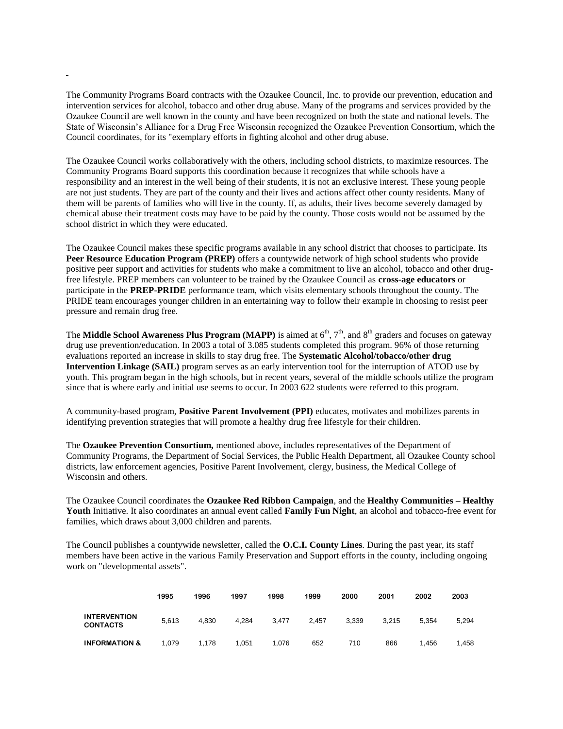The Community Programs Board contracts with the Ozaukee Council, Inc. to provide our prevention, education and intervention services for alcohol, tobacco and other drug abuse. Many of the programs and services provided by the Ozaukee Council are well known in the county and have been recognized on both the state and national levels. The State of Wisconsin's Alliance for a Drug Free Wisconsin recognized the Ozaukee Prevention Consortium, which the Council coordinates, for its "exemplary efforts in fighting alcohol and other drug abuse.

The Ozaukee Council works collaboratively with the others, including school districts, to maximize resources. The Community Programs Board supports this coordination because it recognizes that while schools have a responsibility and an interest in the well being of their students, it is not an exclusive interest. These young people are not just students. They are part of the county and their lives and actions affect other county residents. Many of them will be parents of families who will live in the county. If, as adults, their lives become severely damaged by chemical abuse their treatment costs may have to be paid by the county. Those costs would not be assumed by the school district in which they were educated.

The Ozaukee Council makes these specific programs available in any school district that chooses to participate. Its **Peer Resource Education Program (PREP)** offers a countywide network of high school students who provide positive peer support and activities for students who make a commitment to live an alcohol, tobacco and other drug-free lifestyle. PREP members can volunteer to be trained by the Ozaukee Council as **cross-age educators** or participate in the **PREP-PRIDE** performance team, which visits elementary schools throughout the county. The PRIDE team encourages younger children in an entertaining way to follow their example in choosing to resist peer pressure and remain drug free.

The **Middle School Awareness Plus Program (MAPP)** is aimed at 6th, 7th, and 8th graders and focuses on gateway drug use prevention/education. In 2003 a total of 3.085 students completed this program. 96% of those returning evaluations reported an increase in skills to stay drug free. The **Systematic Alcohol/tobacco/other drug Intervention Linkage (SAIL)** program serves as an early intervention tool for the interruption of ATOD use by youth. This program began in the high schools, but in recent years, several of the middle schools utilize the program since that is where early and initial use seems to occur. In 2003 622 students were referred to this program.

A community-based program, **Positive Parent Involvement (PPI)** educates, motivates and mobilizes parents in identifying prevention strategies that will promote a healthy drug free lifestyle for their children.

The **Ozaukee Prevention Consortium,** mentioned above, includes representatives of the Department of Community Programs, the Department of Social Services, the Public Health Department, all Ozaukee County school districts, law enforcement agencies, Positive Parent Involvement, clergy, business, the Medical College of Wisconsin and others.

The Ozaukee Council coordinates the **Ozaukee Red Ribbon Campaign**, and the **Healthy Communities – Healthy Youth** Initiative. It also coordinates an annual event called **Family Fun Night**, an alcohol and tobacco-free event for families, which draws about 3,000 children and parents.

The Council publishes a countywide newsletter, called the **O.C.I. County Lines**. During the past year, its staff members have been active in the various Family Preservation and Support efforts in the county, including ongoing work on "developmental assets".

| | 1995 | 1996 | 1997 | 1998 | 1999 | 2000 | 2001 | 2002 | 2003 |
|---|---|---|---|---|---|---|---|---|---|
| **INTERVENTION CONTACTS** | 5,613 | 4,830 | 4,284 | 3,477 | 2,457 | 3,339 | 3,215 | 5,354 | 5,294 |
| **INFORMATION &** | 1,079 | 1,178 | 1,051 | 1,076 | 652 | 710 | 866 | 1,456 | 1,458 |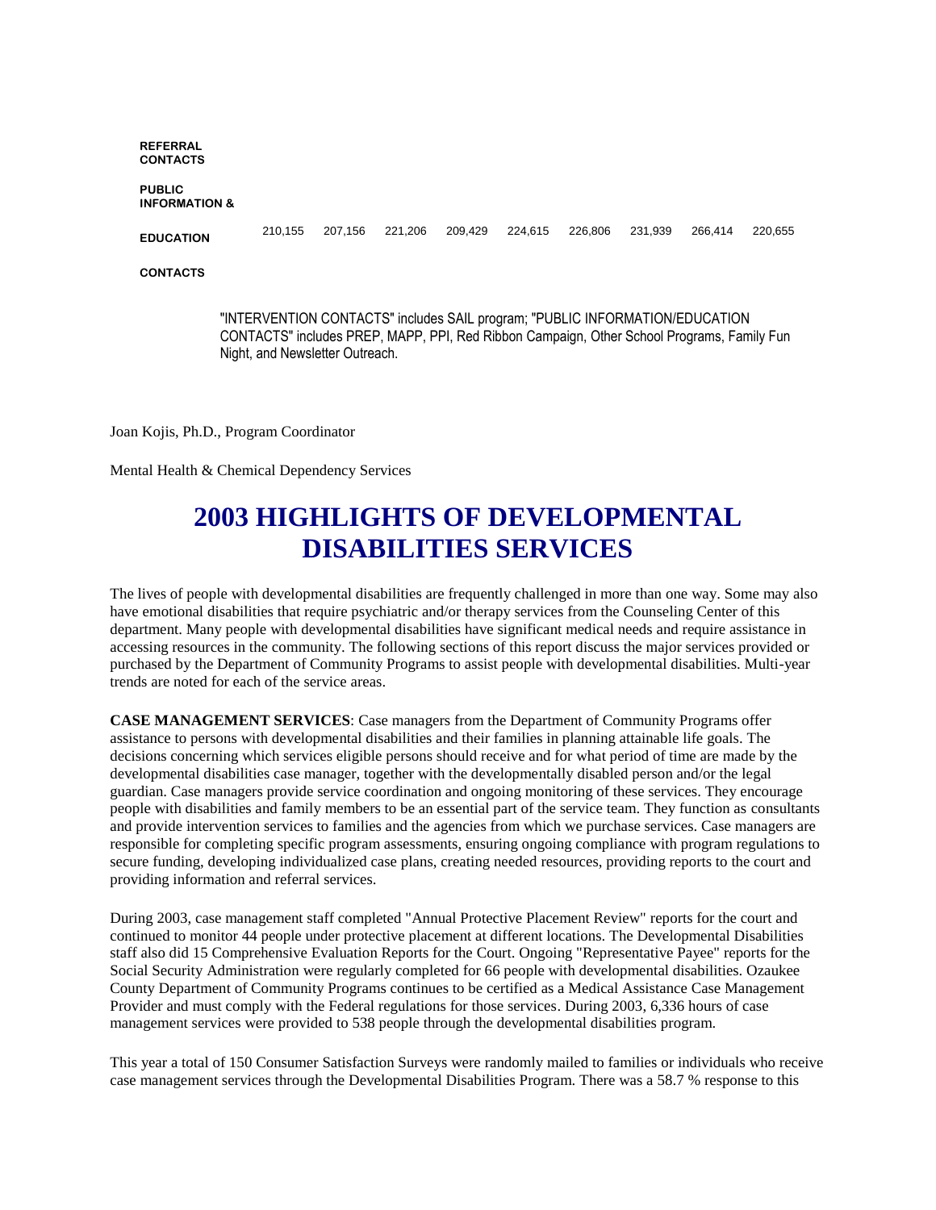| | | | | | | | | | |
|---|---|---|---|---|---|---|---|---|---|
| **REFERRAL CONTACTS** | | | | | | | | | |
| **PUBLIC INFORMATION & EDUCATION CONTACTS** | 210,155 | 207,156 | 221,206 | 209,429 | 224,615 | 226,806 | 231,939 | 266,414 | 220,655 |

"INTERVENTION CONTACTS" includes SAIL program; "PUBLIC INFORMATION/EDUCATION CONTACTS" includes PREP, MAPP, PPI, Red Ribbon Campaign, Other School Programs, Family Fun Night, and Newsletter Outreach.

Joan Kojis, Ph.D., Program Coordinator

Mental Health & Chemical Dependency Services

# 2003 HIGHLIGHTS OF DEVELOPMENTAL DISABILITIES SERVICES

The lives of people with developmental disabilities are frequently challenged in more than one way. Some may also have emotional disabilities that require psychiatric and/or therapy services from the Counseling Center of this department. Many people with developmental disabilities have significant medical needs and require assistance in accessing resources in the community. The following sections of this report discuss the major services provided or purchased by the Department of Community Programs to assist people with developmental disabilities. Multi-year trends are noted for each of the service areas.

**CASE MANAGEMENT SERVICES**: Case managers from the Department of Community Programs offer assistance to persons with developmental disabilities and their families in planning attainable life goals. The decisions concerning which services eligible persons should receive and for what period of time are made by the developmental disabilities case manager, together with the developmentally disabled person and/or the legal guardian. Case managers provide service coordination and ongoing monitoring of these services. They encourage people with disabilities and family members to be an essential part of the service team. They function as consultants and provide intervention services to families and the agencies from which we purchase services. Case managers are responsible for completing specific program assessments, ensuring ongoing compliance with program regulations to secure funding, developing individualized case plans, creating needed resources, providing reports to the court and providing information and referral services.

During 2003, case management staff completed "Annual Protective Placement Review" reports for the court and continued to monitor 44 people under protective placement at different locations. The Developmental Disabilities staff also did 15 Comprehensive Evaluation Reports for the Court. Ongoing "Representative Payee" reports for the Social Security Administration were regularly completed for 66 people with developmental disabilities. Ozaukee County Department of Community Programs continues to be certified as a Medical Assistance Case Management Provider and must comply with the Federal regulations for those services. During 2003, 6,336 hours of case management services were provided to 538 people through the developmental disabilities program.

This year a total of 150 Consumer Satisfaction Surveys were randomly mailed to families or individuals who receive case management services through the Developmental Disabilities Program. There was a 58.7 % response to this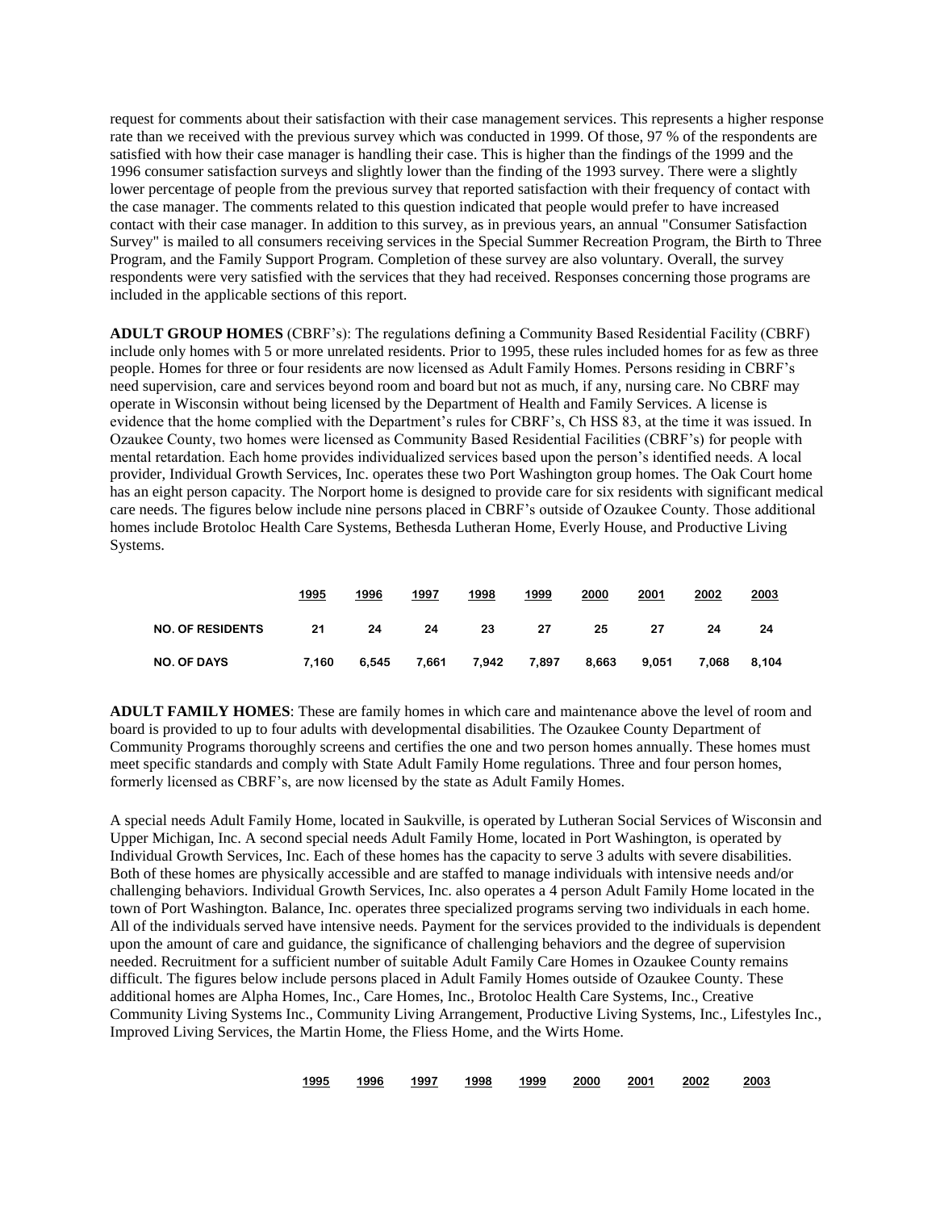request for comments about their satisfaction with their case management services. This represents a higher response rate than we received with the previous survey which was conducted in 1999. Of those, 97 % of the respondents are satisfied with how their case manager is handling their case. This is higher than the findings of the 1999 and the 1996 consumer satisfaction surveys and slightly lower than the finding of the 1993 survey. There were a slightly lower percentage of people from the previous survey that reported satisfaction with their frequency of contact with the case manager. The comments related to this question indicated that people would prefer to have increased contact with their case manager. In addition to this survey, as in previous years, an annual "Consumer Satisfaction Survey" is mailed to all consumers receiving services in the Special Summer Recreation Program, the Birth to Three Program, and the Family Support Program. Completion of these survey are also voluntary. Overall, the survey respondents were very satisfied with the services that they had received. Responses concerning those programs are included in the applicable sections of this report.

**ADULT GROUP HOMES** (CBRF's): The regulations defining a Community Based Residential Facility (CBRF) include only homes with 5 or more unrelated residents. Prior to 1995, these rules included homes for as few as three people. Homes for three or four residents are now licensed as Adult Family Homes. Persons residing in CBRF's need supervision, care and services beyond room and board but not as much, if any, nursing care. No CBRF may operate in Wisconsin without being licensed by the Department of Health and Family Services. A license is evidence that the home complied with the Department's rules for CBRF's, Ch HSS 83, at the time it was issued. In Ozaukee County, two homes were licensed as Community Based Residential Facilities (CBRF's) for people with mental retardation. Each home provides individualized services based upon the person's identified needs. A local provider, Individual Growth Services, Inc. operates these two Port Washington group homes. The Oak Court home has an eight person capacity. The Norport home is designed to provide care for six residents with significant medical care needs. The figures below include nine persons placed in CBRF's outside of Ozaukee County. Those additional homes include Brotoloc Health Care Systems, Bethesda Lutheran Home, Everly House, and Productive Living Systems.

| | 1995 | 1996 | 1997 | 1998 | 1999 | 2000 | 2001 | 2002 | 2003 |
|---|---|---|---|---|---|---|---|---|---|
| **NO. OF RESIDENTS** | 21 | 24 | 24 | 23 | 27 | 25 | 27 | 24 | 24 |
| **NO. OF DAYS** | 7,160 | 6,545 | 7,661 | 7,942 | 7,897 | 8,663 | 9,051 | 7,068 | 8,104 |

**ADULT FAMILY HOMES**: These are family homes in which care and maintenance above the level of room and board is provided to up to four adults with developmental disabilities. The Ozaukee County Department of Community Programs thoroughly screens and certifies the one and two person homes annually. These homes must meet specific standards and comply with State Adult Family Home regulations. Three and four person homes, formerly licensed as CBRF's, are now licensed by the state as Adult Family Homes.

A special needs Adult Family Home, located in Saukville, is operated by Lutheran Social Services of Wisconsin and Upper Michigan, Inc. A second special needs Adult Family Home, located in Port Washington, is operated by Individual Growth Services, Inc. Each of these homes has the capacity to serve 3 adults with severe disabilities. Both of these homes are physically accessible and are staffed to manage individuals with intensive needs and/or challenging behaviors. Individual Growth Services, Inc. also operates a 4 person Adult Family Home located in the town of Port Washington. Balance, Inc. operates three specialized programs serving two individuals in each home. All of the individuals served have intensive needs. Payment for the services provided to the individuals is dependent upon the amount of care and guidance, the significance of challenging behaviors and the degree of supervision needed. Recruitment for a sufficient number of suitable Adult Family Care Homes in Ozaukee County remains difficult. The figures below include persons placed in Adult Family Homes outside of Ozaukee County. These additional homes are Alpha Homes, Inc., Care Homes, Inc., Brotoloc Health Care Systems, Inc., Creative Community Living Systems Inc., Community Living Arrangement, Productive Living Systems, Inc., Lifestyles Inc., Improved Living Services, the Martin Home, the Fliess Home, and the Wirts Home.

| | 1995 | 1996 | 1997 | 1998 | 1999 | 2000 | 2001 | 2002 | 2003 |
|---|---|---|---|---|---|---|---|---|---|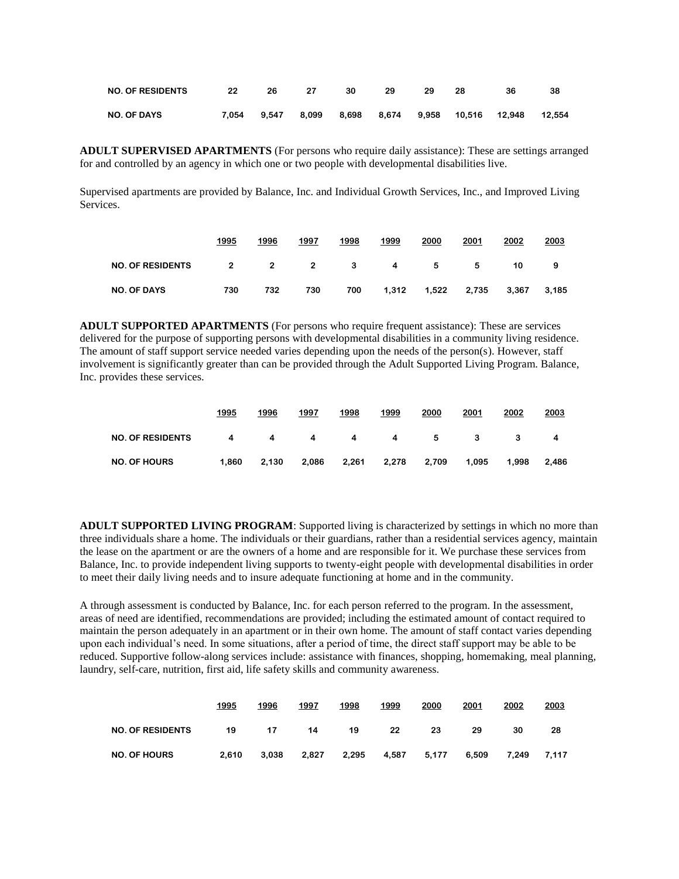| | | | | | | | | | |
|---|---|---|---|---|---|---|---|---|---|
| **NO. OF RESIDENTS** | 22 | 26 | 27 | 30 | 29 | 29 | 28 | 36 | 38 |
| **NO. OF DAYS** | 7,054 | 9,547 | 8,099 | 8,698 | 8,674 | 9,958 | 10,516 | 12,948 | 12,554 |

**ADULT SUPERVISED APARTMENTS** (For persons who require daily assistance): These are settings arranged for and controlled by an agency in which one or two people with developmental disabilities live.

Supervised apartments are provided by Balance, Inc. and Individual Growth Services, Inc., and Improved Living Services.

| | 1995 | 1996 | 1997 | 1998 | 1999 | 2000 | 2001 | 2002 | 2003 |
|---|---|---|---|---|---|---|---|---|---|
| **NO. OF RESIDENTS** | 2 | 2 | 2 | 3 | 4 | 5 | 5 | 10 | 9 |
| **NO. OF DAYS** | 730 | 732 | 730 | 700 | 1,312 | 1,522 | 2,735 | 3,367 | 3,185 |

**ADULT SUPPORTED APARTMENTS** (For persons who require frequent assistance): These are services delivered for the purpose of supporting persons with developmental disabilities in a community living residence. The amount of staff support service needed varies depending upon the needs of the person(s). However, staff involvement is significantly greater than can be provided through the Adult Supported Living Program. Balance, Inc. provides these services.

| | 1995 | 1996 | 1997 | 1998 | 1999 | 2000 | 2001 | 2002 | 2003 |
|---|---|---|---|---|---|---|---|---|---|
| **NO. OF RESIDENTS** | 4 | 4 | 4 | 4 | 4 | 5 | 3 | 3 | 4 |
| **NO. OF HOURS** | 1,860 | 2,130 | 2,086 | 2,261 | 2,278 | 2,709 | 1,095 | 1,998 | 2,486 |

**ADULT SUPPORTED LIVING PROGRAM**: Supported living is characterized by settings in which no more than three individuals share a home. The individuals or their guardians, rather than a residential services agency, maintain the lease on the apartment or are the owners of a home and are responsible for it. We purchase these services from Balance, Inc. to provide independent living supports to twenty-eight people with developmental disabilities in order to meet their daily living needs and to insure adequate functioning at home and in the community.

A through assessment is conducted by Balance, Inc. for each person referred to the program. In the assessment, areas of need are identified, recommendations are provided; including the estimated amount of contact required to maintain the person adequately in an apartment or in their own home. The amount of staff contact varies depending upon each individual's need. In some situations, after a period of time, the direct staff support may be able to be reduced. Supportive follow-along services include: assistance with finances, shopping, homemaking, meal planning, laundry, self-care, nutrition, first aid, life safety skills and community awareness.

| | 1995 | 1996 | 1997 | 1998 | 1999 | 2000 | 2001 | 2002 | 2003 |
|---|---|---|---|---|---|---|---|---|---|
| **NO. OF RESIDENTS** | 19 | 17 | 14 | 19 | 22 | 23 | 29 | 30 | 28 |
| **NO. OF HOURS** | 2,610 | 3,038 | 2,827 | 2,295 | 4,587 | 5,177 | 6,509 | 7,249 | 7,117 |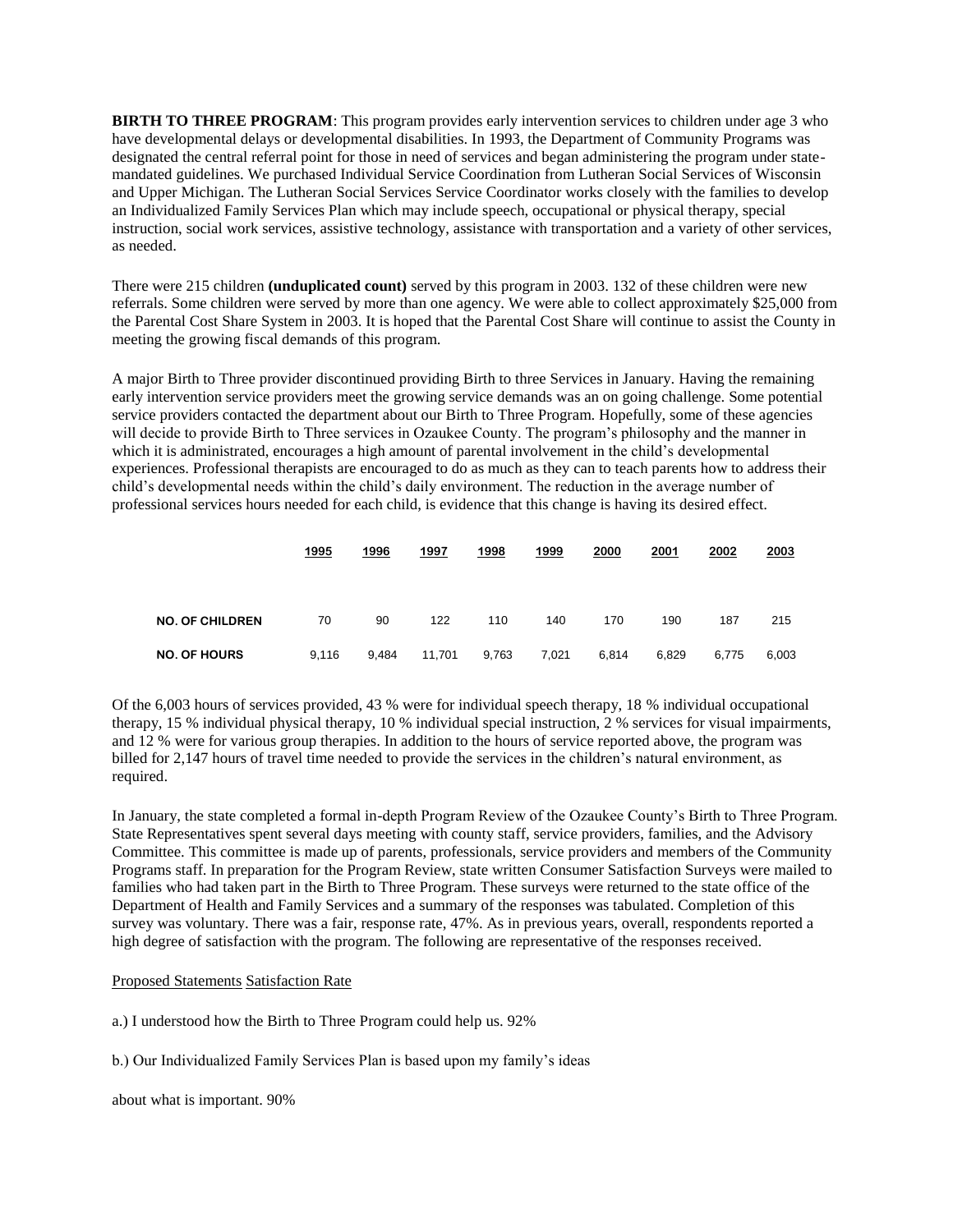**BIRTH TO THREE PROGRAM**: This program provides early intervention services to children under age 3 who have developmental delays or developmental disabilities. In 1993, the Department of Community Programs was designated the central referral point for those in need of services and began administering the program under state-mandated guidelines. We purchased Individual Service Coordination from Lutheran Social Services of Wisconsin and Upper Michigan. The Lutheran Social Services Service Coordinator works closely with the families to develop an Individualized Family Services Plan which may include speech, occupational or physical therapy, special instruction, social work services, assistive technology, assistance with transportation and a variety of other services, as needed.

There were 215 children **(unduplicated count)** served by this program in 2003. 132 of these children were new referrals. Some children were served by more than one agency. We were able to collect approximately $25,000 from the Parental Cost Share System in 2003. It is hoped that the Parental Cost Share will continue to assist the County in meeting the growing fiscal demands of this program.

A major Birth to Three provider discontinued providing Birth to three Services in January. Having the remaining early intervention service providers meet the growing service demands was an on going challenge. Some potential service providers contacted the department about our Birth to Three Program. Hopefully, some of these agencies will decide to provide Birth to Three services in Ozaukee County. The program's philosophy and the manner in which it is administrated, encourages a high amount of parental involvement in the child's developmental experiences. Professional therapists are encouraged to do as much as they can to teach parents how to address their child's developmental needs within the child's daily environment. The reduction in the average number of professional services hours needed for each child, is evidence that this change is having its desired effect.

| | 1995 | 1996 | 1997 | 1998 | 1999 | 2000 | 2001 | 2002 | 2003 |
|---|---|---|---|---|---|---|---|---|---|
| **NO. OF CHILDREN** | 70 | 90 | 122 | 110 | 140 | 170 | 190 | 187 | 215 |
| **NO. OF HOURS** | 9,116 | 9,484 | 11,701 | 9,763 | 7,021 | 6,814 | 6,829 | 6,775 | 6,003 |

Of the 6,003 hours of services provided, 43 % were for individual speech therapy, 18 % individual occupational therapy, 15 % individual physical therapy, 10 % individual special instruction, 2 % services for visual impairments, and 12 % were for various group therapies. In addition to the hours of service reported above, the program was billed for 2,147 hours of travel time needed to provide the services in the children's natural environment, as required.

In January, the state completed a formal in-depth Program Review of the Ozaukee County's Birth to Three Program. State Representatives spent several days meeting with county staff, service providers, families, and the Advisory Committee. This committee is made up of parents, professionals, service providers and members of the Community Programs staff. In preparation for the Program Review, state written Consumer Satisfaction Surveys were mailed to families who had taken part in the Birth to Three Program. These surveys were returned to the state office of the Department of Health and Family Services and a summary of the responses was tabulated. Completion of this survey was voluntary. There was a fair, response rate, 47%. As in previous years, overall, respondents reported a high degree of satisfaction with the program. The following are representative of the responses received.

Proposed Statements Satisfaction Rate

a.) I understood how the Birth to Three Program could help us. 92%

b.) Our Individualized Family Services Plan is based upon my family's ideas

about what is important. 90%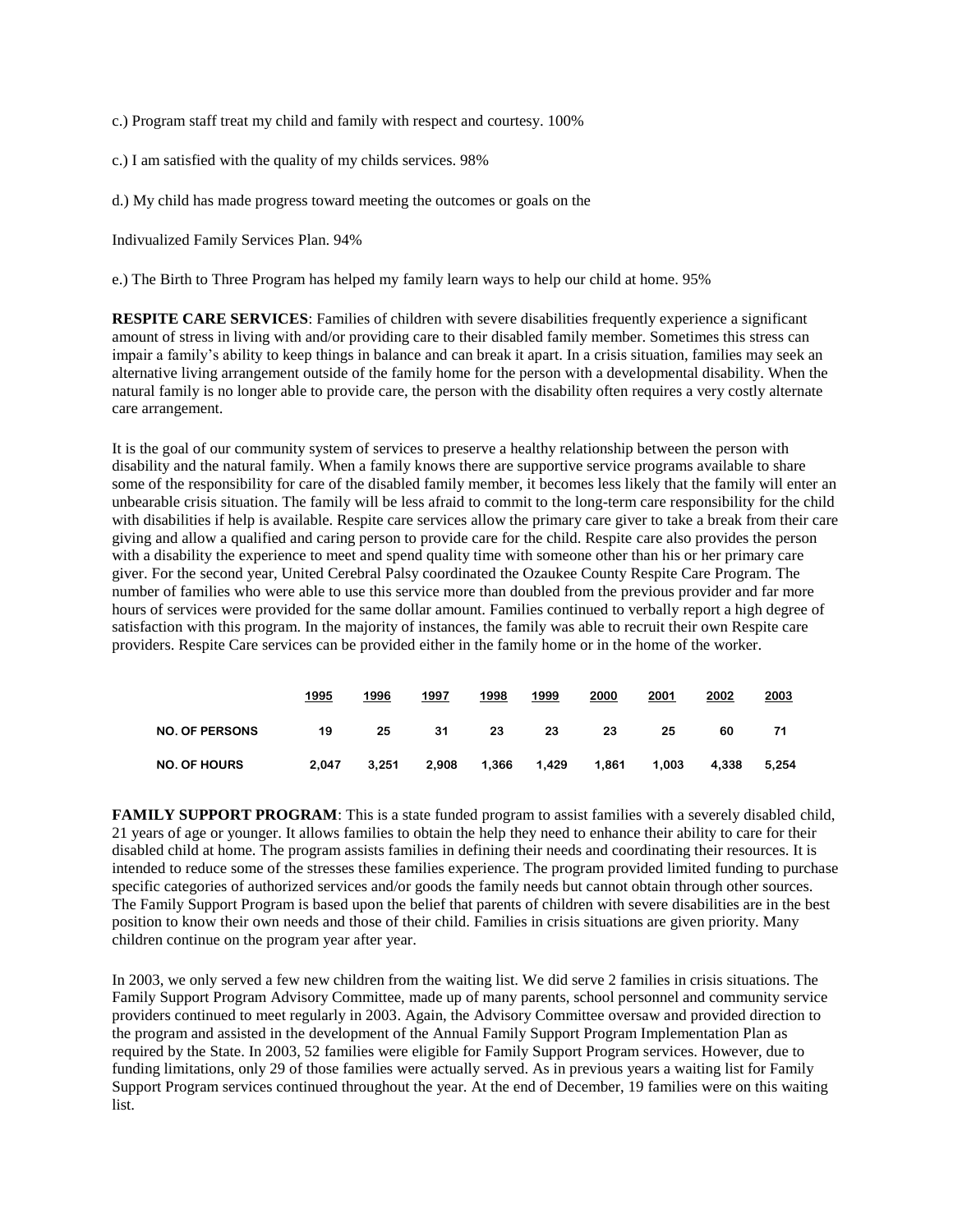c.) Program staff treat my child and family with respect and courtesy. 100%

c.) I am satisfied with the quality of my childs services. 98%

d.) My child has made progress toward meeting the outcomes or goals on the

Indivualized Family Services Plan. 94%

e.) The Birth to Three Program has helped my family learn ways to help our child at home. 95%

**RESPITE CARE SERVICES**: Families of children with severe disabilities frequently experience a significant amount of stress in living with and/or providing care to their disabled family member. Sometimes this stress can impair a family's ability to keep things in balance and can break it apart. In a crisis situation, families may seek an alternative living arrangement outside of the family home for the person with a developmental disability. When the natural family is no longer able to provide care, the person with the disability often requires a very costly alternate care arrangement.

It is the goal of our community system of services to preserve a healthy relationship between the person with disability and the natural family. When a family knows there are supportive service programs available to share some of the responsibility for care of the disabled family member, it becomes less likely that the family will enter an unbearable crisis situation. The family will be less afraid to commit to the long-term care responsibility for the child with disabilities if help is available. Respite care services allow the primary care giver to take a break from their care giving and allow a qualified and caring person to provide care for the child. Respite care also provides the person with a disability the experience to meet and spend quality time with someone other than his or her primary care giver. For the second year, United Cerebral Palsy coordinated the Ozaukee County Respite Care Program. The number of families who were able to use this service more than doubled from the previous provider and far more hours of services were provided for the same dollar amount. Families continued to verbally report a high degree of satisfaction with this program. In the majority of instances, the family was able to recruit their own Respite care providers. Respite Care services can be provided either in the family home or in the home of the worker.

| | 1995 | 1996 | 1997 | 1998 | 1999 | 2000 | 2001 | 2002 | 2003 |
|---|---|---|---|---|---|---|---|---|---|
| **NO. OF PERSONS** | 19 | 25 | 31 | 23 | 23 | 23 | 25 | 60 | 71 |
| **NO. OF HOURS** | 2,047 | 3,251 | 2,908 | 1,366 | 1,429 | 1,861 | 1,003 | 4,338 | 5,254 |

**FAMILY SUPPORT PROGRAM**: This is a state funded program to assist families with a severely disabled child, 21 years of age or younger. It allows families to obtain the help they need to enhance their ability to care for their disabled child at home. The program assists families in defining their needs and coordinating their resources. It is intended to reduce some of the stresses these families experience. The program provided limited funding to purchase specific categories of authorized services and/or goods the family needs but cannot obtain through other sources. The Family Support Program is based upon the belief that parents of children with severe disabilities are in the best position to know their own needs and those of their child. Families in crisis situations are given priority. Many children continue on the program year after year.

In 2003, we only served a few new children from the waiting list. We did serve 2 families in crisis situations. The Family Support Program Advisory Committee, made up of many parents, school personnel and community service providers continued to meet regularly in 2003. Again, the Advisory Committee oversaw and provided direction to the program and assisted in the development of the Annual Family Support Program Implementation Plan as required by the State. In 2003, 52 families were eligible for Family Support Program services. However, due to funding limitations, only 29 of those families were actually served. As in previous years a waiting list for Family Support Program services continued throughout the year. At the end of December, 19 families were on this waiting list.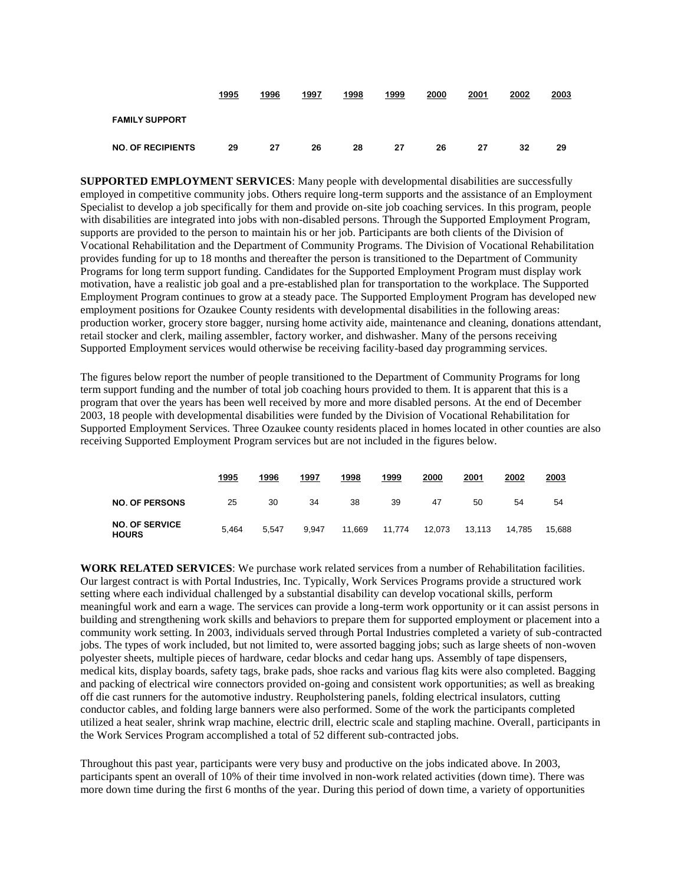| | 1995 | 1996 | 1997 | 1998 | 1999 | 2000 | 2001 | 2002 | 2003 |
|---|---|---|---|---|---|---|---|---|---|
| **FAMILY SUPPORT** | | | | | | | | | |
| **NO. OF RECIPIENTS** | 29 | 27 | 26 | 28 | 27 | 26 | 27 | 32 | 29 |

**SUPPORTED EMPLOYMENT SERVICES**: Many people with developmental disabilities are successfully employed in competitive community jobs. Others require long-term supports and the assistance of an Employment Specialist to develop a job specifically for them and provide on-site job coaching services. In this program, people with disabilities are integrated into jobs with non-disabled persons. Through the Supported Employment Program, supports are provided to the person to maintain his or her job. Participants are both clients of the Division of Vocational Rehabilitation and the Department of Community Programs. The Division of Vocational Rehabilitation provides funding for up to 18 months and thereafter the person is transitioned to the Department of Community Programs for long term support funding. Candidates for the Supported Employment Program must display work motivation, have a realistic job goal and a pre-established plan for transportation to the workplace. The Supported Employment Program continues to grow at a steady pace. The Supported Employment Program has developed new employment positions for Ozaukee County residents with developmental disabilities in the following areas: production worker, grocery store bagger, nursing home activity aide, maintenance and cleaning, donations attendant, retail stocker and clerk, mailing assembler, factory worker, and dishwasher. Many of the persons receiving Supported Employment services would otherwise be receiving facility-based day programming services.

The figures below report the number of people transitioned to the Department of Community Programs for long term support funding and the number of total job coaching hours provided to them. It is apparent that this is a program that over the years has been well received by more and more disabled persons. At the end of December 2003, 18 people with developmental disabilities were funded by the Division of Vocational Rehabilitation for Supported Employment Services. Three Ozaukee county residents placed in homes located in other counties are also receiving Supported Employment Program services but are not included in the figures below.

| | 1995 | 1996 | 1997 | 1998 | 1999 | 2000 | 2001 | 2002 | 2003 |
|---|---|---|---|---|---|---|---|---|---|
| **NO. OF PERSONS** | 25 | 30 | 34 | 38 | 39 | 47 | 50 | 54 | 54 |
| **NO. OF SERVICE HOURS** | 5,464 | 5,547 | 9,947 | 11,669 | 11,774 | 12,073 | 13,113 | 14,785 | 15,688 |

**WORK RELATED SERVICES**: We purchase work related services from a number of Rehabilitation facilities. Our largest contract is with Portal Industries, Inc. Typically, Work Services Programs provide a structured work setting where each individual challenged by a substantial disability can develop vocational skills, perform meaningful work and earn a wage. The services can provide a long-term work opportunity or it can assist persons in building and strengthening work skills and behaviors to prepare them for supported employment or placement into a community work setting. In 2003, individuals served through Portal Industries completed a variety of sub-contracted jobs. The types of work included, but not limited to, were assorted bagging jobs; such as large sheets of non-woven polyester sheets, multiple pieces of hardware, cedar blocks and cedar hang ups. Assembly of tape dispensers, medical kits, display boards, safety tags, brake pads, shoe racks and various flag kits were also completed. Bagging and packing of electrical wire connectors provided on-going and consistent work opportunities; as well as breaking off die cast runners for the automotive industry. Reupholstering panels, folding electrical insulators, cutting conductor cables, and folding large banners were also performed. Some of the work the participants completed utilized a heat sealer, shrink wrap machine, electric drill, electric scale and stapling machine. Overall, participants in the Work Services Program accomplished a total of 52 different sub-contracted jobs.

Throughout this past year, participants were very busy and productive on the jobs indicated above. In 2003, participants spent an overall of 10% of their time involved in non-work related activities (down time). There was more down time during the first 6 months of the year. During this period of down time, a variety of opportunities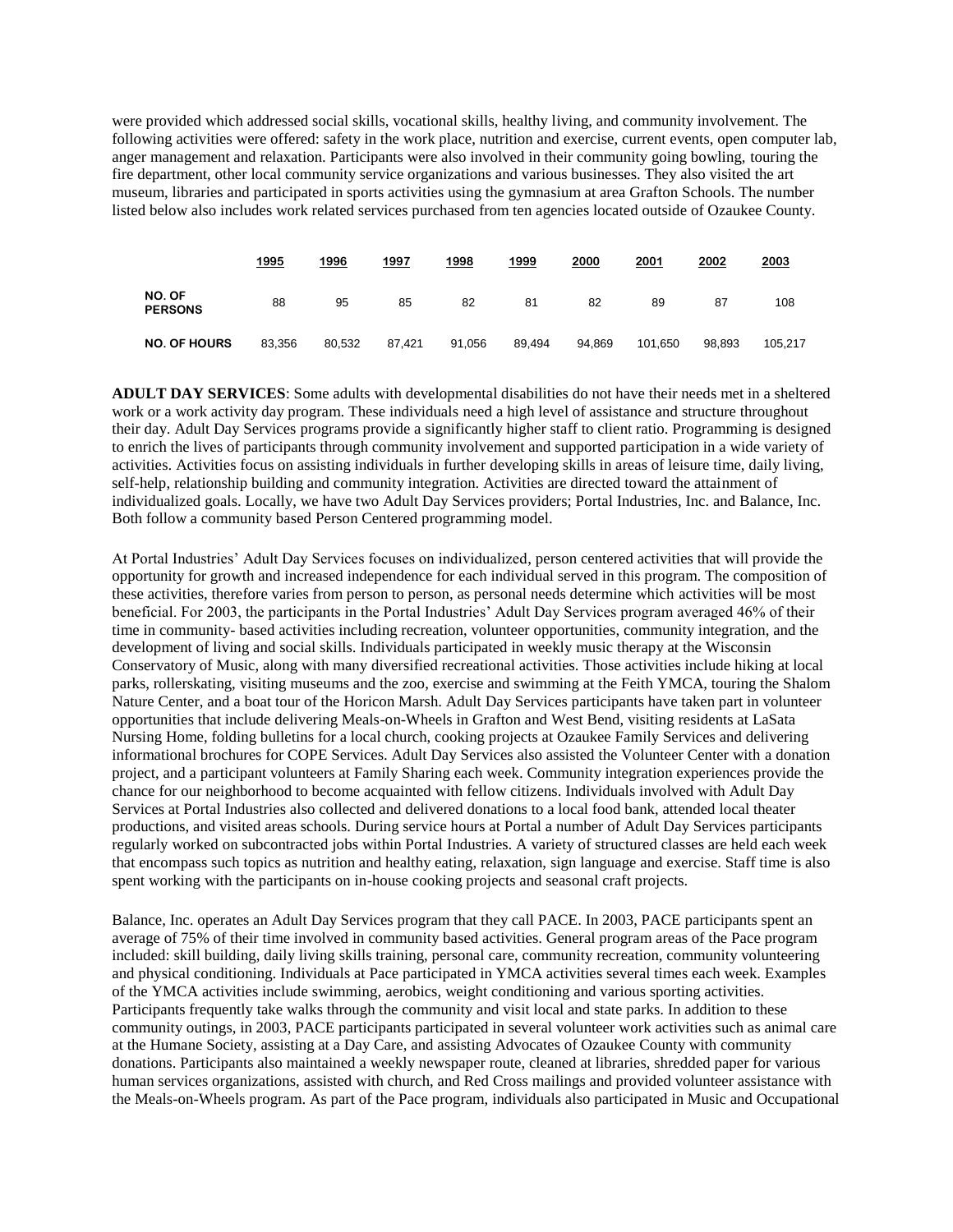were provided which addressed social skills, vocational skills, healthy living, and community involvement. The following activities were offered: safety in the work place, nutrition and exercise, current events, open computer lab, anger management and relaxation. Participants were also involved in their community going bowling, touring the fire department, other local community service organizations and various businesses. They also visited the art museum, libraries and participated in sports activities using the gymnasium at area Grafton Schools. The number listed below also includes work related services purchased from ten agencies located outside of Ozaukee County.

| | 1995 | 1996 | 1997 | 1998 | 1999 | 2000 | 2001 | 2002 | 2003 |
|---|---|---|---|---|---|---|---|---|---|
| **NO. OF PERSONS** | 88 | 95 | 85 | 82 | 81 | 82 | 89 | 87 | 108 |
| **NO. OF HOURS** | 83,356 | 80,532 | 87,421 | 91,056 | 89,494 | 94,869 | 101,650 | 98,893 | 105,217 |

**ADULT DAY SERVICES**: Some adults with developmental disabilities do not have their needs met in a sheltered work or a work activity day program. These individuals need a high level of assistance and structure throughout their day. Adult Day Services programs provide a significantly higher staff to client ratio. Programming is designed to enrich the lives of participants through community involvement and supported participation in a wide variety of activities. Activities focus on assisting individuals in further developing skills in areas of leisure time, daily living, self-help, relationship building and community integration. Activities are directed toward the attainment of individualized goals. Locally, we have two Adult Day Services providers; Portal Industries, Inc. and Balance, Inc. Both follow a community based Person Centered programming model.

At Portal Industries' Adult Day Services focuses on individualized, person centered activities that will provide the opportunity for growth and increased independence for each individual served in this program. The composition of these activities, therefore varies from person to person, as personal needs determine which activities will be most beneficial. For 2003, the participants in the Portal Industries' Adult Day Services program averaged 46% of their time in community- based activities including recreation, volunteer opportunities, community integration, and the development of living and social skills. Individuals participated in weekly music therapy at the Wisconsin Conservatory of Music, along with many diversified recreational activities. Those activities include hiking at local parks, rollerskating, visiting museums and the zoo, exercise and swimming at the Feith YMCA, touring the Shalom Nature Center, and a boat tour of the Horicon Marsh. Adult Day Services participants have taken part in volunteer opportunities that include delivering Meals-on-Wheels in Grafton and West Bend, visiting residents at LaSata Nursing Home, folding bulletins for a local church, cooking projects at Ozaukee Family Services and delivering informational brochures for COPE Services. Adult Day Services also assisted the Volunteer Center with a donation project, and a participant volunteers at Family Sharing each week. Community integration experiences provide the chance for our neighborhood to become acquainted with fellow citizens. Individuals involved with Adult Day Services at Portal Industries also collected and delivered donations to a local food bank, attended local theater productions, and visited areas schools. During service hours at Portal a number of Adult Day Services participants regularly worked on subcontracted jobs within Portal Industries. A variety of structured classes are held each week that encompass such topics as nutrition and healthy eating, relaxation, sign language and exercise. Staff time is also spent working with the participants on in-house cooking projects and seasonal craft projects.

Balance, Inc. operates an Adult Day Services program that they call PACE. In 2003, PACE participants spent an average of 75% of their time involved in community based activities. General program areas of the Pace program included: skill building, daily living skills training, personal care, community recreation, community volunteering and physical conditioning. Individuals at Pace participated in YMCA activities several times each week. Examples of the YMCA activities include swimming, aerobics, weight conditioning and various sporting activities. Participants frequently take walks through the community and visit local and state parks. In addition to these community outings, in 2003, PACE participants participated in several volunteer work activities such as animal care at the Humane Society, assisting at a Day Care, and assisting Advocates of Ozaukee County with community donations. Participants also maintained a weekly newspaper route, cleaned at libraries, shredded paper for various human services organizations, assisted with church, and Red Cross mailings and provided volunteer assistance with the Meals-on-Wheels program. As part of the Pace program, individuals also participated in Music and Occupational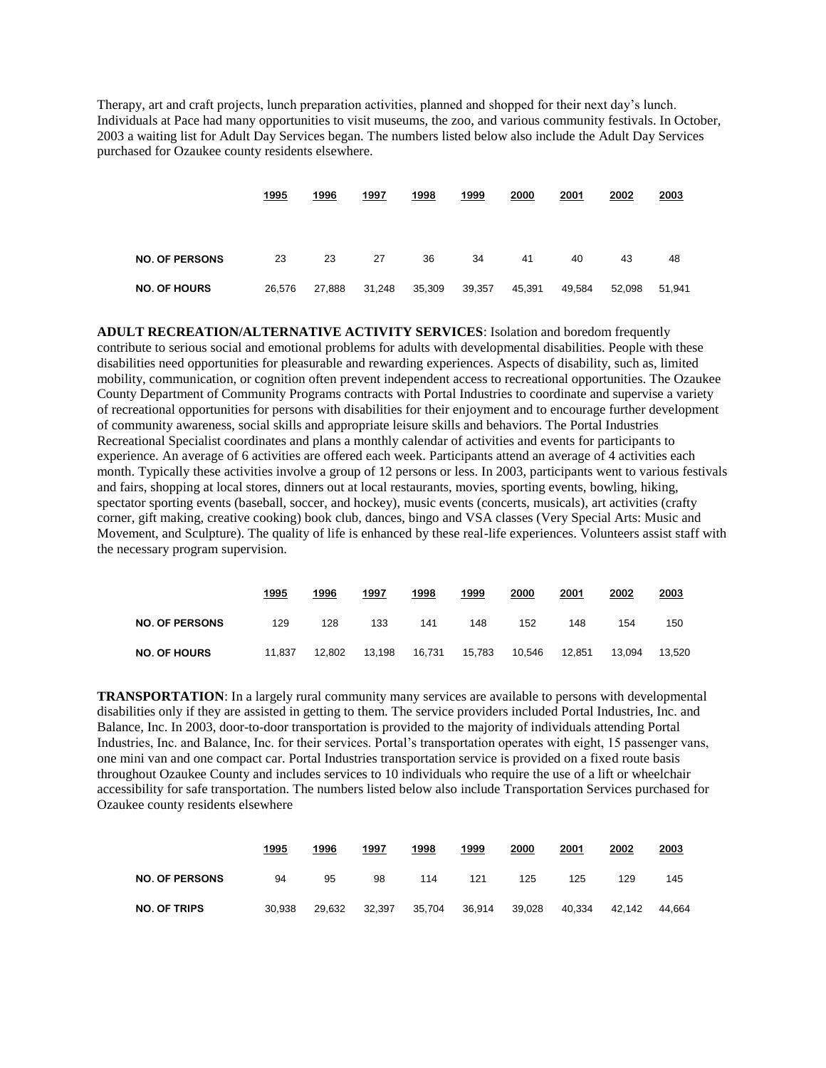Therapy, art and craft projects, lunch preparation activities, planned and shopped for their next day's lunch. Individuals at Pace had many opportunities to visit museums, the zoo, and various community festivals. In October, 2003 a waiting list for Adult Day Services began. The numbers listed below also include the Adult Day Services purchased for Ozaukee county residents elsewhere.

| | 1995 | 1996 | 1997 | 1998 | 1999 | 2000 | 2001 | 2002 | 2003 |
|---|---|---|---|---|---|---|---|---|---|
| NO. OF PERSONS | 23 | 23 | 27 | 36 | 34 | 41 | 40 | 43 | 48 |
| NO. OF HOURS | 26,576 | 27,888 | 31,248 | 35,309 | 39,357 | 45,391 | 49,584 | 52,098 | 51,941 |

**ADULT RECREATION/ALTERNATIVE ACTIVITY SERVICES**: Isolation and boredom frequently contribute to serious social and emotional problems for adults with developmental disabilities. People with these disabilities need opportunities for pleasurable and rewarding experiences. Aspects of disability, such as, limited mobility, communication, or cognition often prevent independent access to recreational opportunities. The Ozaukee County Department of Community Programs contracts with Portal Industries to coordinate and supervise a variety of recreational opportunities for persons with disabilities for their enjoyment and to encourage further development of community awareness, social skills and appropriate leisure skills and behaviors. The Portal Industries Recreational Specialist coordinates and plans a monthly calendar of activities and events for participants to experience. An average of 6 activities are offered each week. Participants attend an average of 4 activities each month. Typically these activities involve a group of 12 persons or less. In 2003, participants went to various festivals and fairs, shopping at local stores, dinners out at local restaurants, movies, sporting events, bowling, hiking, spectator sporting events (baseball, soccer, and hockey), music events (concerts, musicals), art activities (crafty corner, gift making, creative cooking) book club, dances, bingo and VSA classes (Very Special Arts: Music and Movement, and Sculpture). The quality of life is enhanced by these real-life experiences. Volunteers assist staff with the necessary program supervision.

| | 1995 | 1996 | 1997 | 1998 | 1999 | 2000 | 2001 | 2002 | 2003 |
|---|---|---|---|---|---|---|---|---|---|
| NO. OF PERSONS | 129 | 128 | 133 | 141 | 148 | 152 | 148 | 154 | 150 |
| NO. OF HOURS | 11,837 | 12,802 | 13,198 | 16,731 | 15,783 | 10,546 | 12,851 | 13,094 | 13,520 |

**TRANSPORTATION**: In a largely rural community many services are available to persons with developmental disabilities only if they are assisted in getting to them. The service providers included Portal Industries, Inc. and Balance, Inc. In 2003, door-to-door transportation is provided to the majority of individuals attending Portal Industries, Inc. and Balance, Inc. for their services. Portal's transportation operates with eight, 15 passenger vans, one mini van and one compact car. Portal Industries transportation service is provided on a fixed route basis throughout Ozaukee County and includes services to 10 individuals who require the use of a lift or wheelchair accessibility for safe transportation. The numbers listed below also include Transportation Services purchased for Ozaukee county residents elsewhere

| | 1995 | 1996 | 1997 | 1998 | 1999 | 2000 | 2001 | 2002 | 2003 |
|---|---|---|---|---|---|---|---|---|---|
| NO. OF PERSONS | 94 | 95 | 98 | 114 | 121 | 125 | 125 | 129 | 145 |
| NO. OF TRIPS | 30,938 | 29,632 | 32,397 | 35,704 | 36,914 | 39,028 | 40,334 | 42,142 | 44,664 |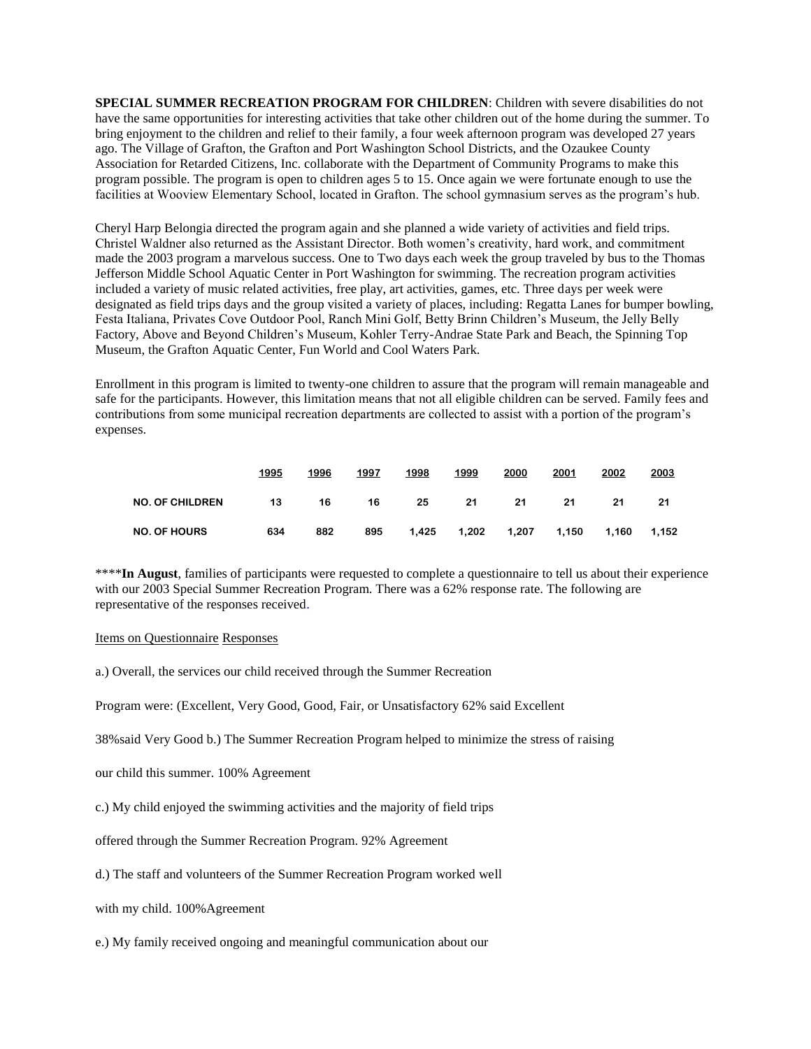**SPECIAL SUMMER RECREATION PROGRAM FOR CHILDREN**: Children with severe disabilities do not have the same opportunities for interesting activities that take other children out of the home during the summer. To bring enjoyment to the children and relief to their family, a four week afternoon program was developed 27 years ago. The Village of Grafton, the Grafton and Port Washington School Districts, and the Ozaukee County Association for Retarded Citizens, Inc. collaborate with the Department of Community Programs to make this program possible. The program is open to children ages 5 to 15. Once again we were fortunate enough to use the facilities at Wooview Elementary School, located in Grafton. The school gymnasium serves as the program's hub.

Cheryl Harp Belongia directed the program again and she planned a wide variety of activities and field trips. Christel Waldner also returned as the Assistant Director. Both women's creativity, hard work, and commitment made the 2003 program a marvelous success. One to Two days each week the group traveled by bus to the Thomas Jefferson Middle School Aquatic Center in Port Washington for swimming. The recreation program activities included a variety of music related activities, free play, art activities, games, etc. Three days per week were designated as field trips days and the group visited a variety of places, including: Regatta Lanes for bumper bowling, Festa Italiana, Privates Cove Outdoor Pool, Ranch Mini Golf, Betty Brinn Children's Museum, the Jelly Belly Factory, Above and Beyond Children's Museum, Kohler Terry-Andrae State Park and Beach, the Spinning Top Museum, the Grafton Aquatic Center, Fun World and Cool Waters Park.

Enrollment in this program is limited to twenty-one children to assure that the program will remain manageable and safe for the participants. However, this limitation means that not all eligible children can be served. Family fees and contributions from some municipal recreation departments are collected to assist with a portion of the program's expenses.

| | 1995 | 1996 | 1997 | 1998 | 1999 | 2000 | 2001 | 2002 | 2003 |
|---|---|---|---|---|---|---|---|---|---|
| **NO. OF CHILDREN** | 13 | 16 | 16 | 25 | 21 | 21 | 21 | 21 | 21 |
| **NO. OF HOURS** | 634 | 882 | 895 | 1,425 | 1,202 | 1,207 | 1,150 | 1,160 | 1,152 |

****In August**, families of participants were requested to complete a questionnaire to tell us about their experience with our 2003 Special Summer Recreation Program. There was a 62% response rate. The following are representative of the responses received.

Items on Questionnaire Responses

a.) Overall, the services our child received through the Summer Recreation

Program were: (Excellent, Very Good, Good, Fair, or Unsatisfactory 62% said Excellent

38%said Very Good b.) The Summer Recreation Program helped to minimize the stress of raising

our child this summer. 100% Agreement

c.) My child enjoyed the swimming activities and the majority of field trips

offered through the Summer Recreation Program. 92% Agreement

d.) The staff and volunteers of the Summer Recreation Program worked well

with my child. 100%Agreement

e.) My family received ongoing and meaningful communication about our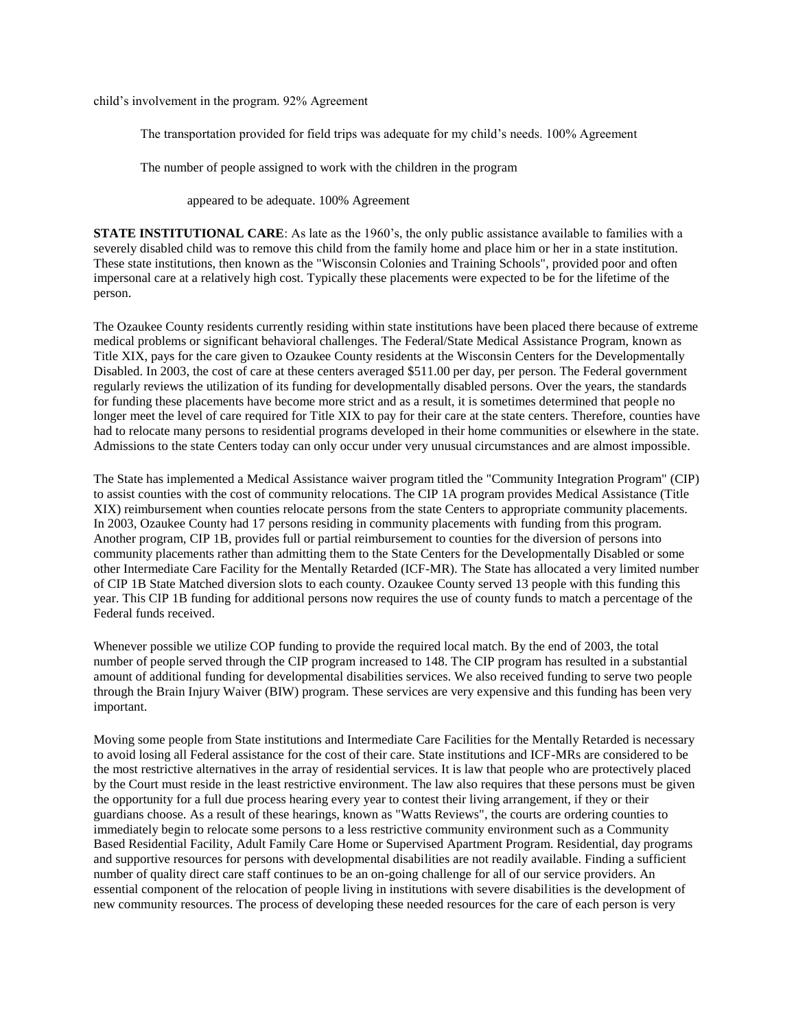child's involvement in the program. 92% Agreement

The transportation provided for field trips was adequate for my child's needs. 100% Agreement

The number of people assigned to work with the children in the program appeared to be adequate. 100% Agreement

**STATE INSTITUTIONAL CARE**: As late as the 1960's, the only public assistance available to families with a severely disabled child was to remove this child from the family home and place him or her in a state institution. These state institutions, then known as the "Wisconsin Colonies and Training Schools", provided poor and often impersonal care at a relatively high cost. Typically these placements were expected to be for the lifetime of the person.

The Ozaukee County residents currently residing within state institutions have been placed there because of extreme medical problems or significant behavioral challenges. The Federal/State Medical Assistance Program, known as Title XIX, pays for the care given to Ozaukee County residents at the Wisconsin Centers for the Developmentally Disabled. In 2003, the cost of care at these centers averaged $511.00 per day, per person. The Federal government regularly reviews the utilization of its funding for developmentally disabled persons. Over the years, the standards for funding these placements have become more strict and as a result, it is sometimes determined that people no longer meet the level of care required for Title XIX to pay for their care at the state centers. Therefore, counties have had to relocate many persons to residential programs developed in their home communities or elsewhere in the state. Admissions to the state Centers today can only occur under very unusual circumstances and are almost impossible.

The State has implemented a Medical Assistance waiver program titled the "Community Integration Program" (CIP) to assist counties with the cost of community relocations. The CIP 1A program provides Medical Assistance (Title XIX) reimbursement when counties relocate persons from the state Centers to appropriate community placements. In 2003, Ozaukee County had 17 persons residing in community placements with funding from this program. Another program, CIP 1B, provides full or partial reimbursement to counties for the diversion of persons into community placements rather than admitting them to the State Centers for the Developmentally Disabled or some other Intermediate Care Facility for the Mentally Retarded (ICF-MR). The State has allocated a very limited number of CIP 1B State Matched diversion slots to each county. Ozaukee County served 13 people with this funding this year. This CIP 1B funding for additional persons now requires the use of county funds to match a percentage of the Federal funds received.

Whenever possible we utilize COP funding to provide the required local match. By the end of 2003, the total number of people served through the CIP program increased to 148. The CIP program has resulted in a substantial amount of additional funding for developmental disabilities services. We also received funding to serve two people through the Brain Injury Waiver (BIW) program. These services are very expensive and this funding has been very important.

Moving some people from State institutions and Intermediate Care Facilities for the Mentally Retarded is necessary to avoid losing all Federal assistance for the cost of their care. State institutions and ICF-MRs are considered to be the most restrictive alternatives in the array of residential services. It is law that people who are protectively placed by the Court must reside in the least restrictive environment. The law also requires that these persons must be given the opportunity for a full due process hearing every year to contest their living arrangement, if they or their guardians choose. As a result of these hearings, known as "Watts Reviews", the courts are ordering counties to immediately begin to relocate some persons to a less restrictive community environment such as a Community Based Residential Facility, Adult Family Care Home or Supervised Apartment Program. Residential, day programs and supportive resources for persons with developmental disabilities are not readily available. Finding a sufficient number of quality direct care staff continues to be an on-going challenge for all of our service providers. An essential component of the relocation of people living in institutions with severe disabilities is the development of new community resources. The process of developing these needed resources for the care of each person is very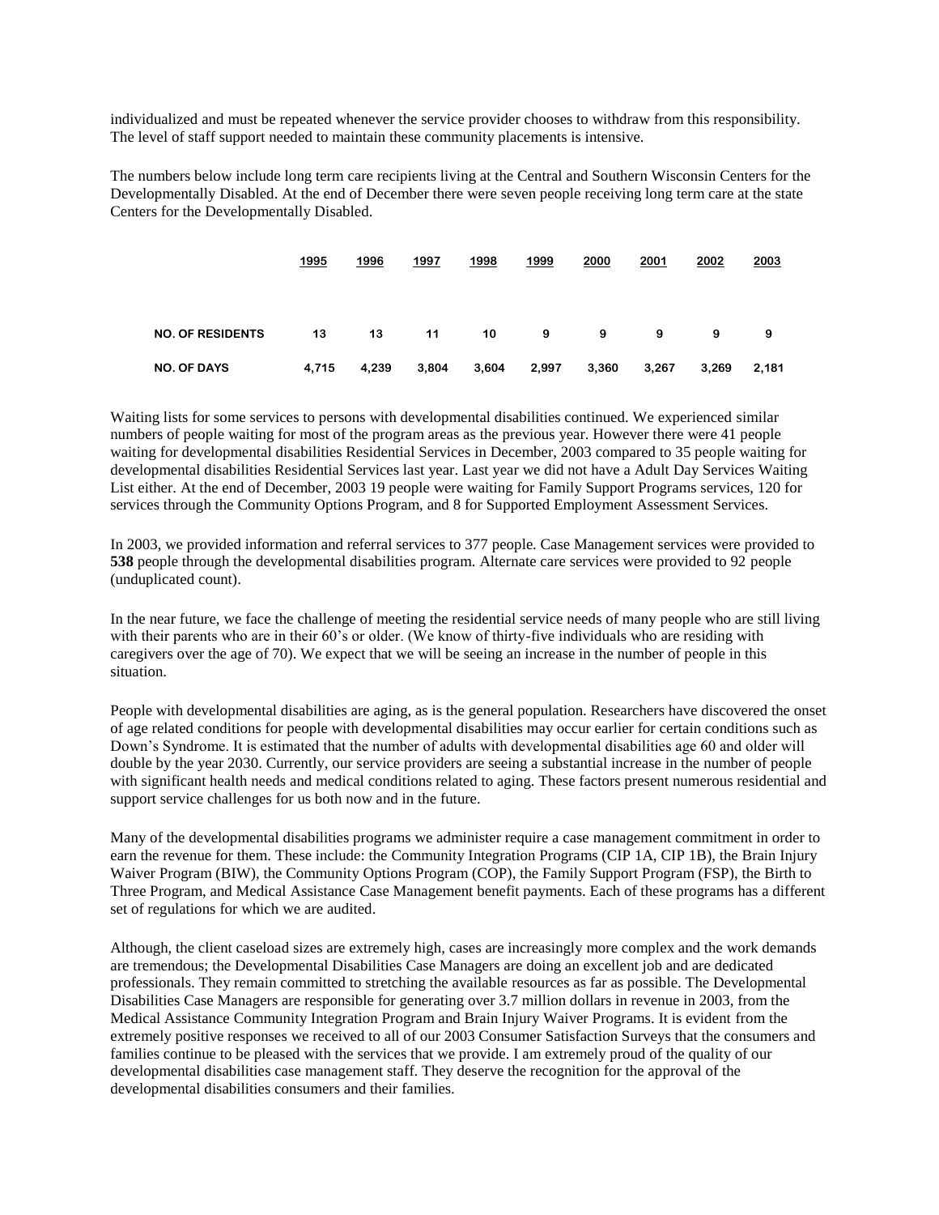individualized and must be repeated whenever the service provider chooses to withdraw from this responsibility. The level of staff support needed to maintain these community placements is intensive.

The numbers below include long term care recipients living at the Central and Southern Wisconsin Centers for the Developmentally Disabled. At the end of December there were seven people receiving long term care at the state Centers for the Developmentally Disabled.

| | 1995 | 1996 | 1997 | 1998 | 1999 | 2000 | 2001 | 2002 | 2003 |
|---|---|---|---|---|---|---|---|---|---|
| **NO. OF RESIDENTS** | 13 | 13 | 11 | 10 | 9 | 9 | 9 | 9 | 9 |
| **NO. OF DAYS** | 4,715 | 4,239 | 3,804 | 3,604 | 2,997 | 3,360 | 3,267 | 3,269 | 2,181 |

Waiting lists for some services to persons with developmental disabilities continued. We experienced similar numbers of people waiting for most of the program areas as the previous year. However there were 41 people waiting for developmental disabilities Residential Services in December, 2003 compared to 35 people waiting for developmental disabilities Residential Services last year. Last year we did not have a Adult Day Services Waiting List either. At the end of December, 2003 19 people were waiting for Family Support Programs services, 120 for services through the Community Options Program, and 8 for Supported Employment Assessment Services.

In 2003, we provided information and referral services to 377 people. Case Management services were provided to **538** people through the developmental disabilities program. Alternate care services were provided to 92 people (unduplicated count).

In the near future, we face the challenge of meeting the residential service needs of many people who are still living with their parents who are in their 60's or older. (We know of thirty-five individuals who are residing with caregivers over the age of 70). We expect that we will be seeing an increase in the number of people in this situation.

People with developmental disabilities are aging, as is the general population. Researchers have discovered the onset of age related conditions for people with developmental disabilities may occur earlier for certain conditions such as Down's Syndrome. It is estimated that the number of adults with developmental disabilities age 60 and older will double by the year 2030. Currently, our service providers are seeing a substantial increase in the number of people with significant health needs and medical conditions related to aging. These factors present numerous residential and support service challenges for us both now and in the future.

Many of the developmental disabilities programs we administer require a case management commitment in order to earn the revenue for them. These include: the Community Integration Programs (CIP 1A, CIP 1B), the Brain Injury Waiver Program (BIW), the Community Options Program (COP), the Family Support Program (FSP), the Birth to Three Program, and Medical Assistance Case Management benefit payments. Each of these programs has a different set of regulations for which we are audited.

Although, the client caseload sizes are extremely high, cases are increasingly more complex and the work demands are tremendous; the Developmental Disabilities Case Managers are doing an excellent job and are dedicated professionals. They remain committed to stretching the available resources as far as possible. The Developmental Disabilities Case Managers are responsible for generating over 3.7 million dollars in revenue in 2003, from the Medical Assistance Community Integration Program and Brain Injury Waiver Programs. It is evident from the extremely positive responses we received to all of our 2003 Consumer Satisfaction Surveys that the consumers and families continue to be pleased with the services that we provide. I am extremely proud of the quality of our developmental disabilities case management staff. They deserve the recognition for the approval of the developmental disabilities consumers and their families.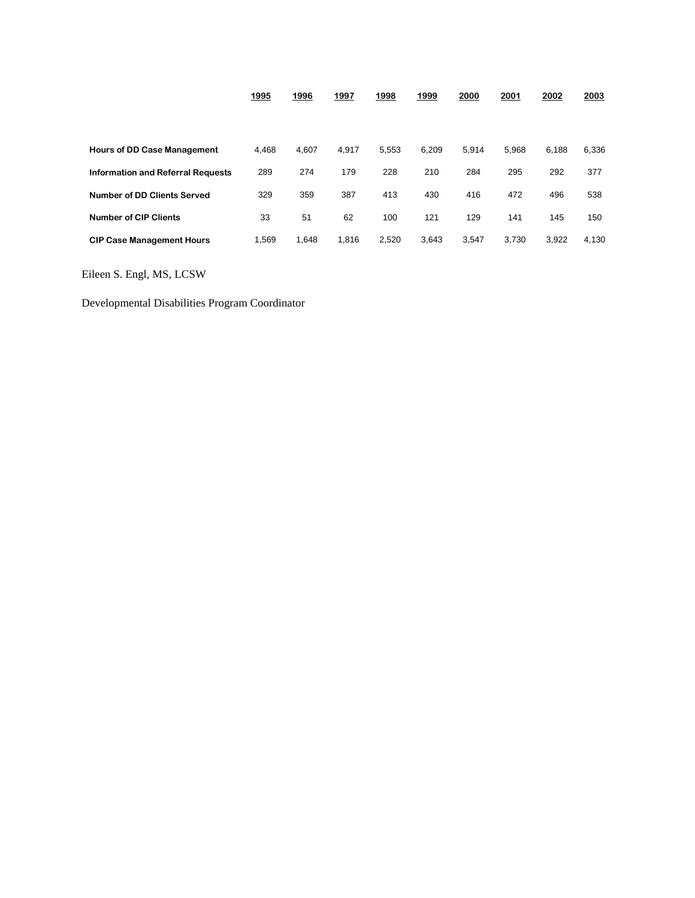| | 1995 | 1996 | 1997 | 1998 | 1999 | 2000 | 2001 | 2002 | 2003 |
|---|---|---|---|---|---|---|---|---|---|
| **Hours of DD Case Management** | 4,468 | 4,607 | 4,917 | 5,553 | 6,209 | 5,914 | 5,968 | 6,188 | 6,336 |
| **Information and Referral Requests** | 289 | 274 | 179 | 228 | 210 | 284 | 295 | 292 | 377 |
| **Number of DD Clients Served** | 329 | 359 | 387 | 413 | 430 | 416 | 472 | 496 | 538 |
| **Number of CIP Clients** | 33 | 51 | 62 | 100 | 121 | 129 | 141 | 145 | 150 |
| **CIP Case Management Hours** | 1,569 | 1,648 | 1,816 | 2,520 | 3,643 | 3,547 | 3,730 | 3,922 | 4,130 |

Eileen S. Engl, MS, LCSW

Developmental Disabilities Program Coordinator